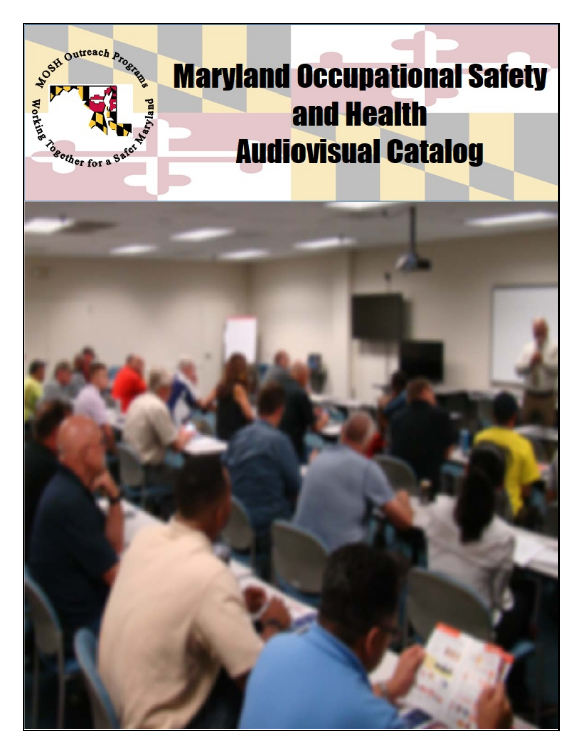# Maryland Occupational Safety and Health Audiovisual Catalog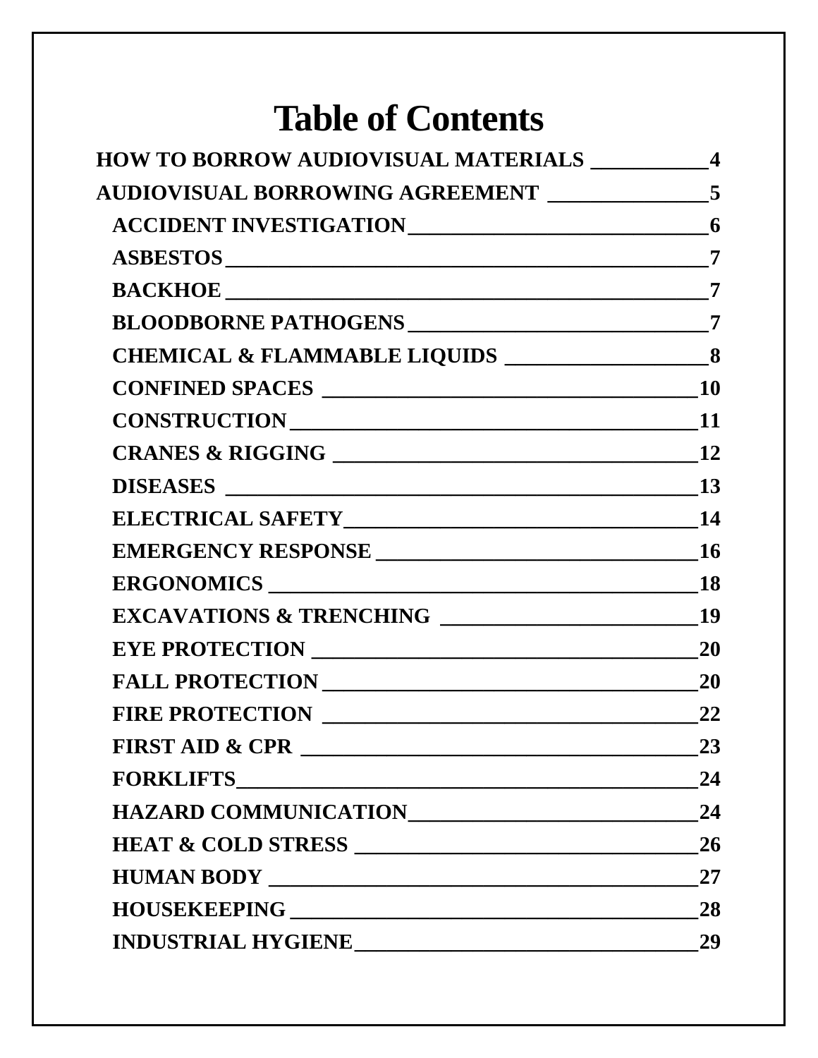# Table of Contents

| | |
|---|---|
| **HOW TO BORROW AUDIOVISUAL MATERIALS** | **4** |
| **AUDIOVISUAL BORROWING AGREEMENT** | **5** |
| **ACCIDENT INVESTIGATION** | **6** |
| **ASBESTOS** | **7** |
| **BACKHOE** | **7** |
| **BLOODBORNE PATHOGENS** | **7** |
| **CHEMICAL & FLAMMABLE LIQUIDS** | **8** |
| **CONFINED SPACES** | **10** |
| **CONSTRUCTION** | **11** |
| **CRANES & RIGGING** | **12** |
| **DISEASES** | **13** |
| **ELECTRICAL SAFETY** | **14** |
| **EMERGENCY RESPONSE** | **16** |
| **ERGONOMICS** | **18** |
| **EXCAVATIONS & TRENCHING** | **19** |
| **EYE PROTECTION** | **20** |
| **FALL PROTECTION** | **20** |
| **FIRE PROTECTION** | **22** |
| **FIRST AID & CPR** | **23** |
| **FORKLIFTS** | **24** |
| **HAZARD COMMUNICATION** | **24** |
| **HEAT & COLD STRESS** | **26** |
| **HUMAN BODY** | **27** |
| **HOUSEKEEPING** | **28** |
| **INDUSTRIAL HYGIENE** | **29** |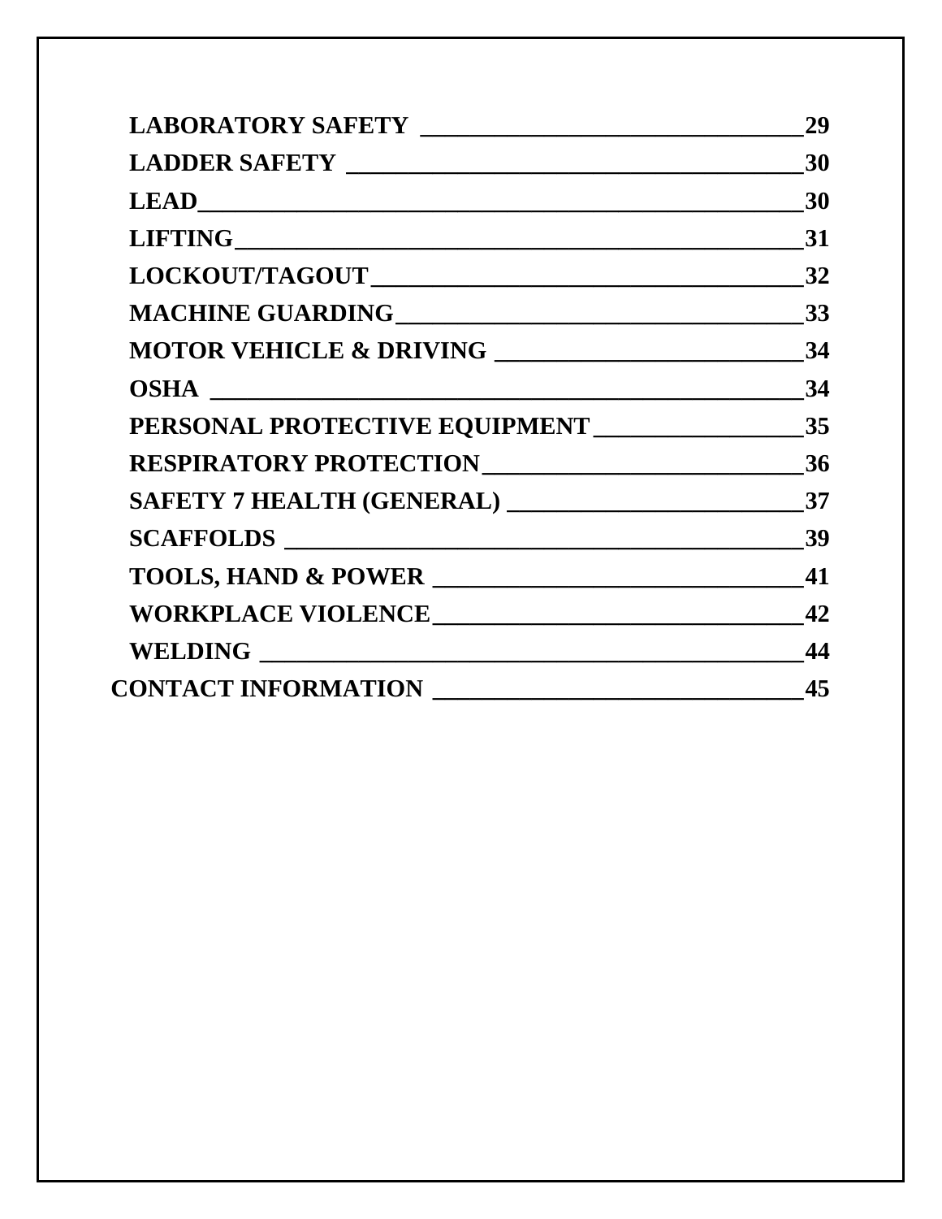**LABORATORY SAFETY** _______________________________ **29**
**LADDER SAFETY** _____________________________________ **30**
**LEAD** __________________________________________________ **30**
**LIFTING** ______________________________________________ **31**
**LOCKOUT/TAGOUT** ___________________________________ **32**
**MACHINE GUARDING** _________________________________ **33**
**MOTOR VEHICLE & DRIVING** _________________________ **34**
**OSHA** _________________________________________________ **34**
**PERSONAL PROTECTIVE EQUIPMENT** _________________ **35**
**RESPIRATORY PROTECTION** ___________________________ **36**
**SAFETY 7 HEALTH (GENERAL)** _______________________ **37**
**SCAFFOLDS** ___________________________________________ **39**
**TOOLS, HAND & POWER** ______________________________ **41**
**WORKPLACE VIOLENCE** _______________________________ **42**
**WELDING** _____________________________________________ **44**

**CONTACT INFORMATION** _______________________________ **45**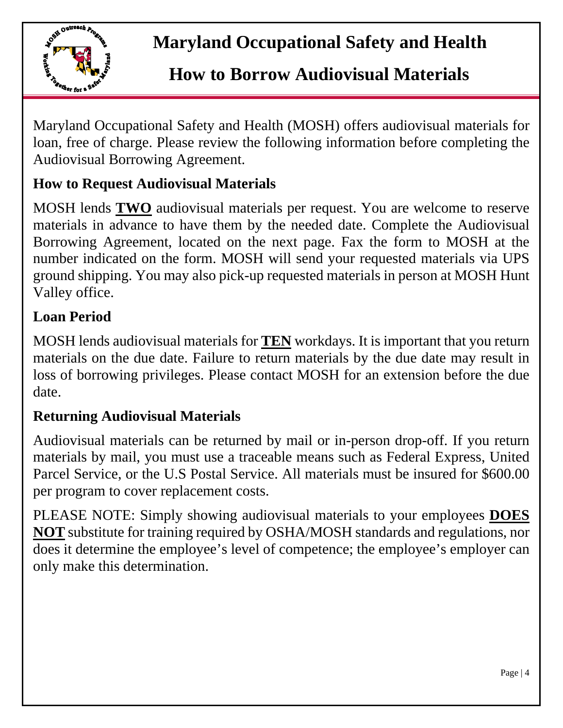# Maryland Occupational Safety and Health

## How to Borrow Audiovisual Materials

Maryland Occupational Safety and Health (MOSH) offers audiovisual materials for loan, free of charge. Please review the following information before completing the Audiovisual Borrowing Agreement.

### How to Request Audiovisual Materials

MOSH lends **TWO** audiovisual materials per request. You are welcome to reserve materials in advance to have them by the needed date. Complete the Audiovisual Borrowing Agreement, located on the next page. Fax the form to MOSH at the number indicated on the form. MOSH will send your requested materials via UPS ground shipping. You may also pick-up requested materials in person at MOSH Hunt Valley office.

### Loan Period

MOSH lends audiovisual materials for **TEN** workdays. It is important that you return materials on the due date. Failure to return materials by the due date may result in loss of borrowing privileges. Please contact MOSH for an extension before the due date.

### Returning Audiovisual Materials

Audiovisual materials can be returned by mail or in-person drop-off. If you return materials by mail, you must use a traceable means such as Federal Express, United Parcel Service, or the U.S Postal Service. All materials must be insured for $600.00 per program to cover replacement costs.

PLEASE NOTE: Simply showing audiovisual materials to your employees **DOES NOT** substitute for training required by OSHA/MOSH standards and regulations, nor does it determine the employee's level of competence; the employee's employer can only make this determination.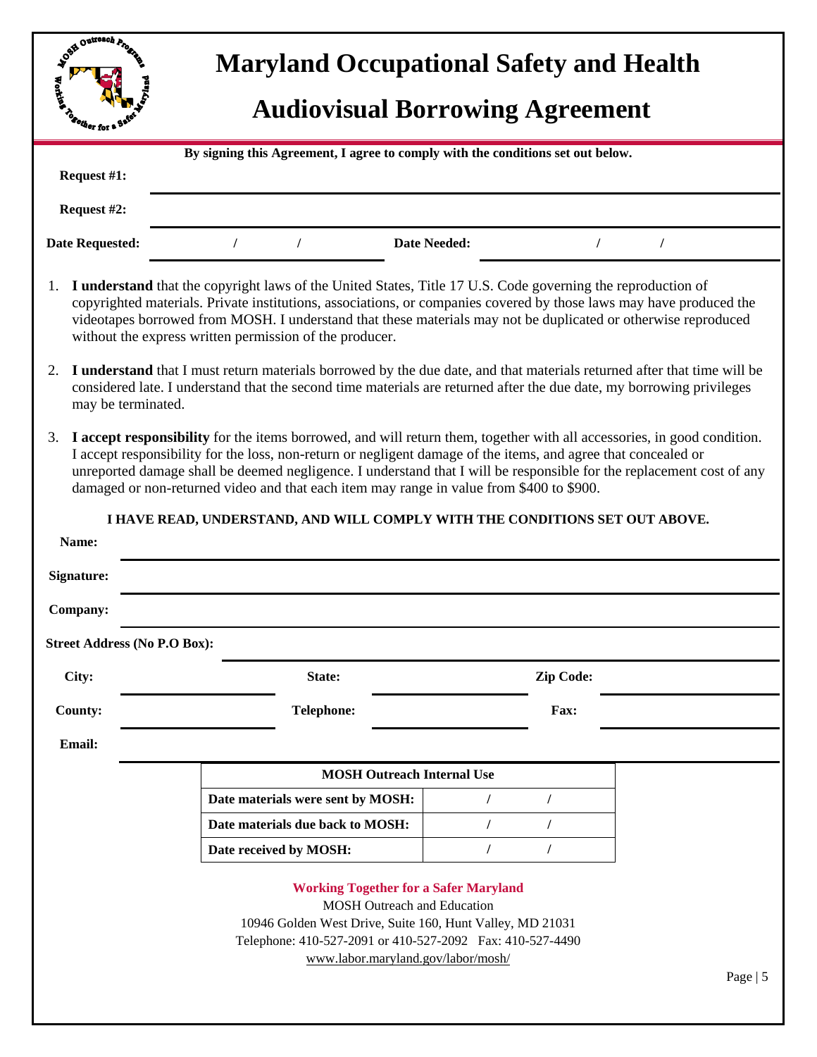# Maryland Occupational Safety and Health

## Audiovisual Borrowing Agreement

**By signing this Agreement, I agree to comply with the conditions set out below.**

**Request #1:** ______________________________

**Request #2:** ______________________________

**Date Requested:** / / **Date Needed:** / /

1. **I understand** that the copyright laws of the United States, Title 17 U.S. Code governing the reproduction of copyrighted materials. Private institutions, associations, or companies covered by those laws may have produced the videotapes borrowed from MOSH. I understand that these materials may not be duplicated or otherwise reproduced without the express written permission of the producer.

2. **I understand** that I must return materials borrowed by the due date, and that materials returned after that time will be considered late. I understand that the second time materials are returned after the due date, my borrowing privileges may be terminated.

3. **I accept responsibility** for the items borrowed, and will return them, together with all accessories, in good condition. I accept responsibility for the loss, non-return or negligent damage of the items, and agree that concealed or unreported damage shall be deemed negligence. I understand that I will be responsible for the replacement cost of any damaged or non-returned video and that each item may range in value from $400 to $900.

**I HAVE READ, UNDERSTAND, AND WILL COMPLY WITH THE CONDITIONS SET OUT ABOVE.**

**Name:** ______________________________

**Signature:** ______________________________

**Company:** ______________________________

**Street Address (No P.O Box):** ______________________________

**City:** ____________ **State:** ____________ **Zip Code:** ____________

**County:** ____________ **Telephone:** ____________ **Fax:** ____________

**Email:** ______________________________

| MOSH Outreach Internal Use | |
|---|---|
| **Date materials were sent by MOSH:** | / / |
| **Date materials due back to MOSH:** | / / |
| **Date received by MOSH:** | / / |

**Working Together for a Safer Maryland**
MOSH Outreach and Education
10946 Golden West Drive, Suite 160, Hunt Valley, MD 21031
Telephone: 410-527-2091 or 410-527-2092 Fax: 410-527-4490
www.labor.maryland.gov/labor/mosh/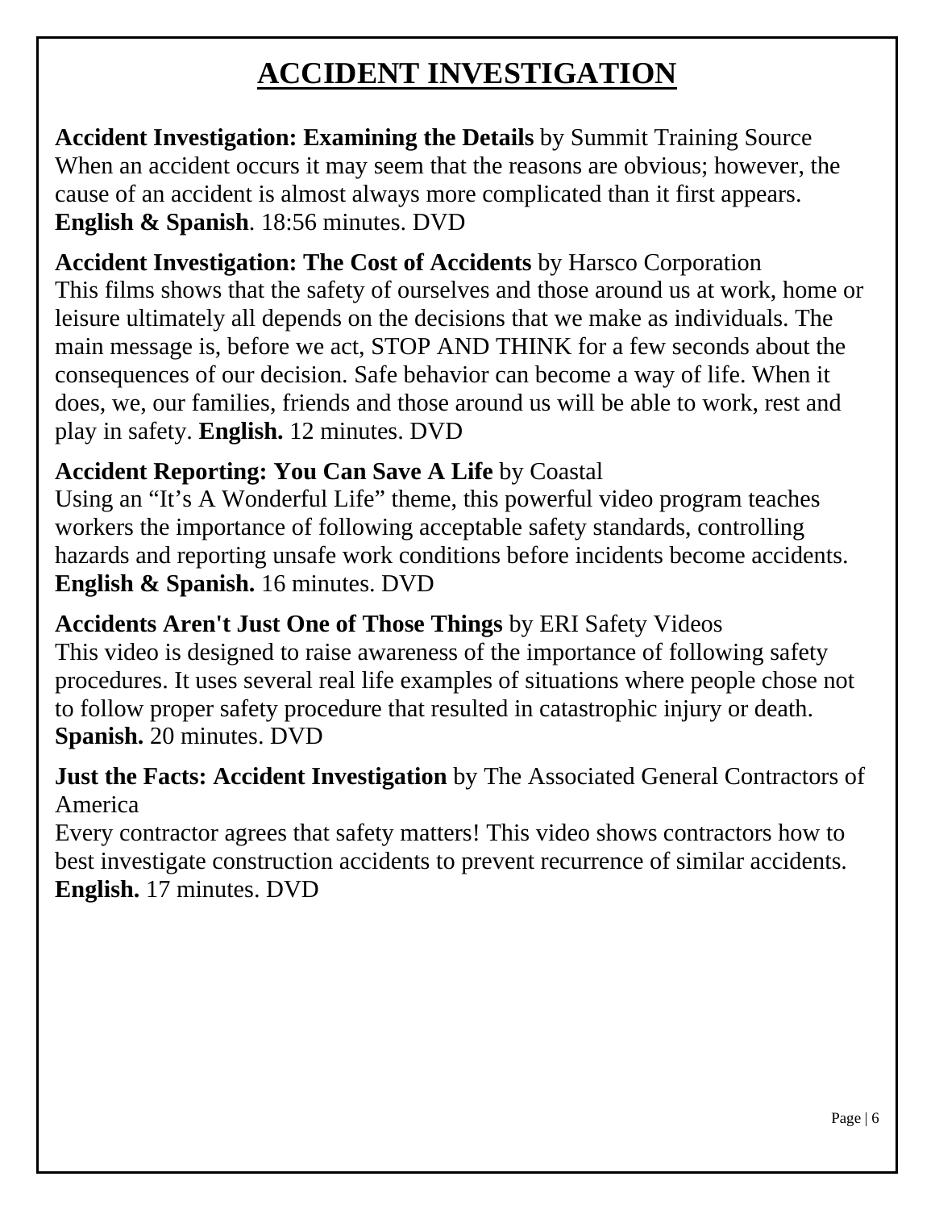# ACCIDENT INVESTIGATION

**Accident Investigation: Examining the Details** by Summit Training Source
When an accident occurs it may seem that the reasons are obvious; however, the cause of an accident is almost always more complicated than it first appears. **English & Spanish**. 18:56 minutes. DVD

**Accident Investigation: The Cost of Accidents** by Harsco Corporation
This films shows that the safety of ourselves and those around us at work, home or leisure ultimately all depends on the decisions that we make as individuals. The main message is, before we act, STOP AND THINK for a few seconds about the consequences of our decision. Safe behavior can become a way of life. When it does, we, our families, friends and those around us will be able to work, rest and play in safety. **English.** 12 minutes. DVD

**Accident Reporting: You Can Save A Life** by Coastal
Using an "It's A Wonderful Life" theme, this powerful video program teaches workers the importance of following acceptable safety standards, controlling hazards and reporting unsafe work conditions before incidents become accidents. **English & Spanish.** 16 minutes. DVD

**Accidents Aren't Just One of Those Things** by ERI Safety Videos
This video is designed to raise awareness of the importance of following safety procedures. It uses several real life examples of situations where people chose not to follow proper safety procedure that resulted in catastrophic injury or death. **Spanish.** 20 minutes. DVD

**Just the Facts: Accident Investigation** by The Associated General Contractors of America
Every contractor agrees that safety matters! This video shows contractors how to best investigate construction accidents to prevent recurrence of similar accidents. **English.** 17 minutes. DVD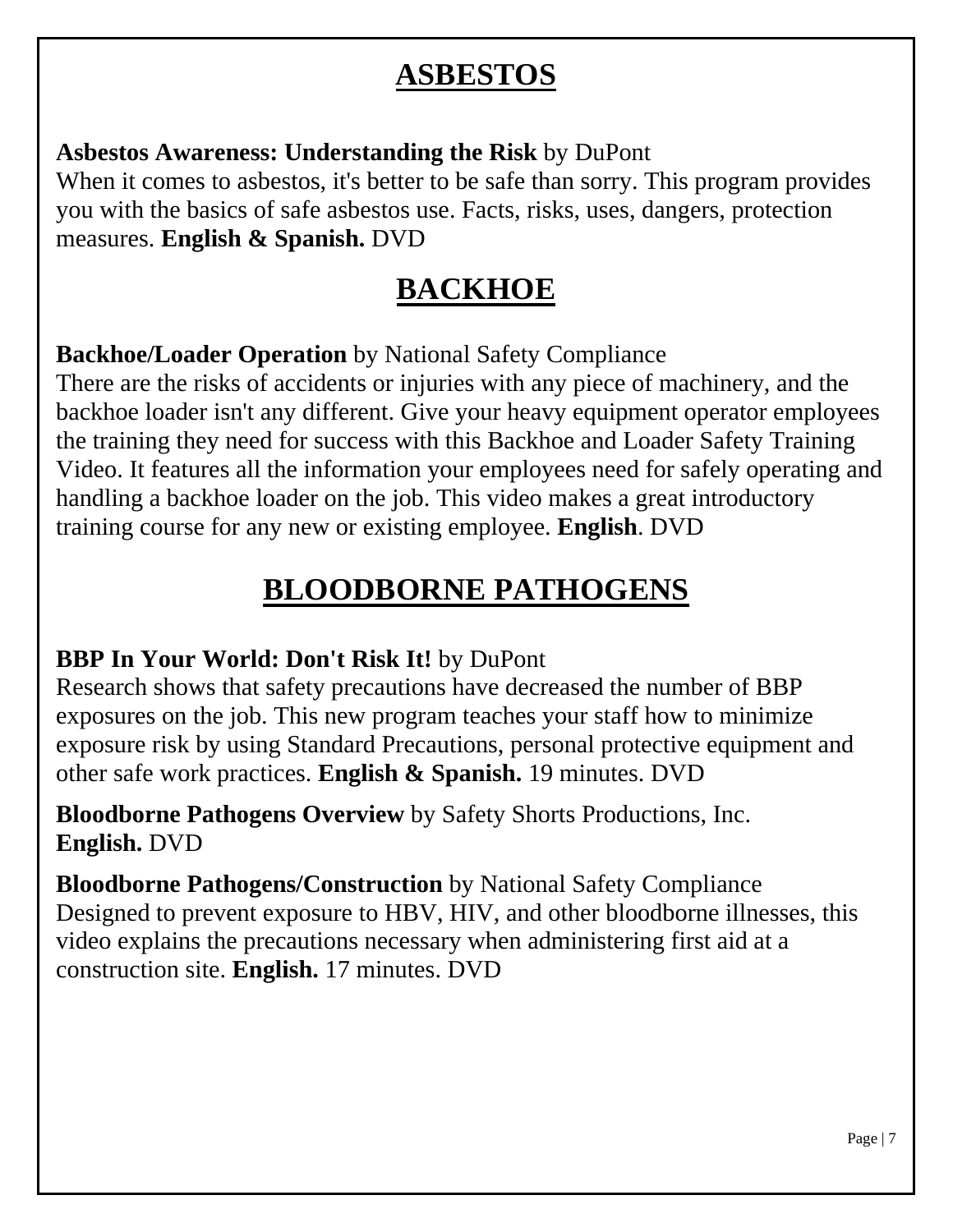# ASBESTOS

**Asbestos Awareness: Understanding the Risk** by DuPont
When it comes to asbestos, it's better to be safe than sorry. This program provides you with the basics of safe asbestos use. Facts, risks, uses, dangers, protection measures. **English & Spanish.** DVD

# BACKHOE

**Backhoe/Loader Operation** by National Safety Compliance
There are the risks of accidents or injuries with any piece of machinery, and the backhoe loader isn't any different. Give your heavy equipment operator employees the training they need for success with this Backhoe and Loader Safety Training Video. It features all the information your employees need for safely operating and handling a backhoe loader on the job. This video makes a great introductory training course for any new or existing employee. **English**. DVD

# BLOODBORNE PATHOGENS

**BBP In Your World: Don't Risk It!** by DuPont
Research shows that safety precautions have decreased the number of BBP exposures on the job. This new program teaches your staff how to minimize exposure risk by using Standard Precautions, personal protective equipment and other safe work practices. **English & Spanish.** 19 minutes. DVD

**Bloodborne Pathogens Overview** by Safety Shorts Productions, Inc.
**English.** DVD

**Bloodborne Pathogens/Construction** by National Safety Compliance
Designed to prevent exposure to HBV, HIV, and other bloodborne illnesses, this video explains the precautions necessary when administering first aid at a construction site. **English.** 17 minutes. DVD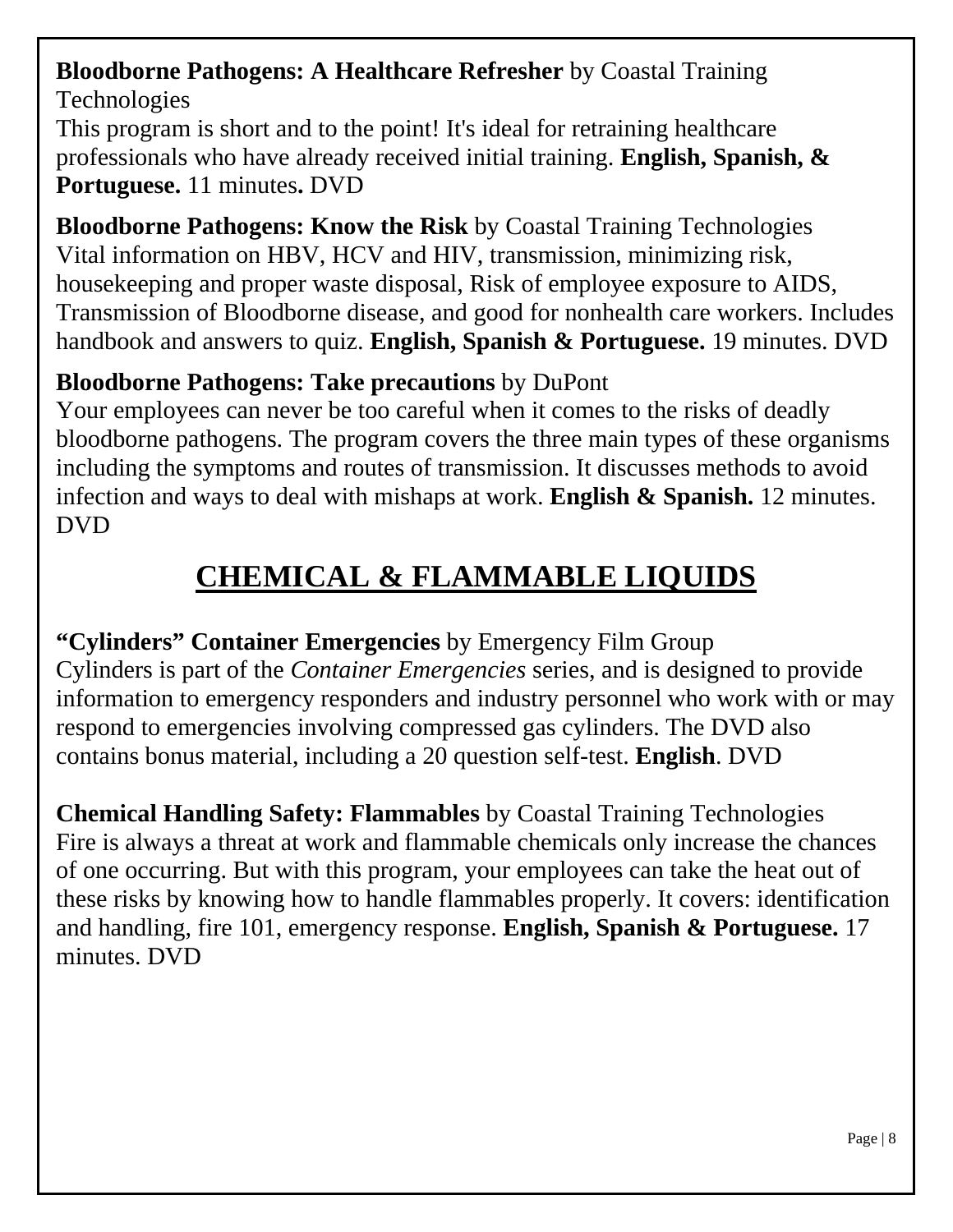**Bloodborne Pathogens: A Healthcare Refresher** by Coastal Training Technologies
This program is short and to the point! It's ideal for retraining healthcare professionals who have already received initial training. **English, Spanish, & Portuguese.** 11 minutes**.** DVD

**Bloodborne Pathogens: Know the Risk** by Coastal Training Technologies
Vital information on HBV, HCV and HIV, transmission, minimizing risk, housekeeping and proper waste disposal, Risk of employee exposure to AIDS, Transmission of Bloodborne disease, and good for nonhealth care workers. Includes handbook and answers to quiz. **English, Spanish & Portuguese.** 19 minutes. DVD

**Bloodborne Pathogens: Take precautions** by DuPont
Your employees can never be too careful when it comes to the risks of deadly bloodborne pathogens. The program covers the three main types of these organisms including the symptoms and routes of transmission. It discusses methods to avoid infection and ways to deal with mishaps at work. **English & Spanish.** 12 minutes. DVD

# CHEMICAL & FLAMMABLE LIQUIDS

**"Cylinders" Container Emergencies** by Emergency Film Group
Cylinders is part of the *Container Emergencies* series, and is designed to provide information to emergency responders and industry personnel who work with or may respond to emergencies involving compressed gas cylinders. The DVD also contains bonus material, including a 20 question self-test. **English**. DVD

**Chemical Handling Safety: Flammables** by Coastal Training Technologies
Fire is always a threat at work and flammable chemicals only increase the chances of one occurring. But with this program, your employees can take the heat out of these risks by knowing how to handle flammables properly. It covers: identification and handling, fire 101, emergency response. **English, Spanish & Portuguese.** 17 minutes. DVD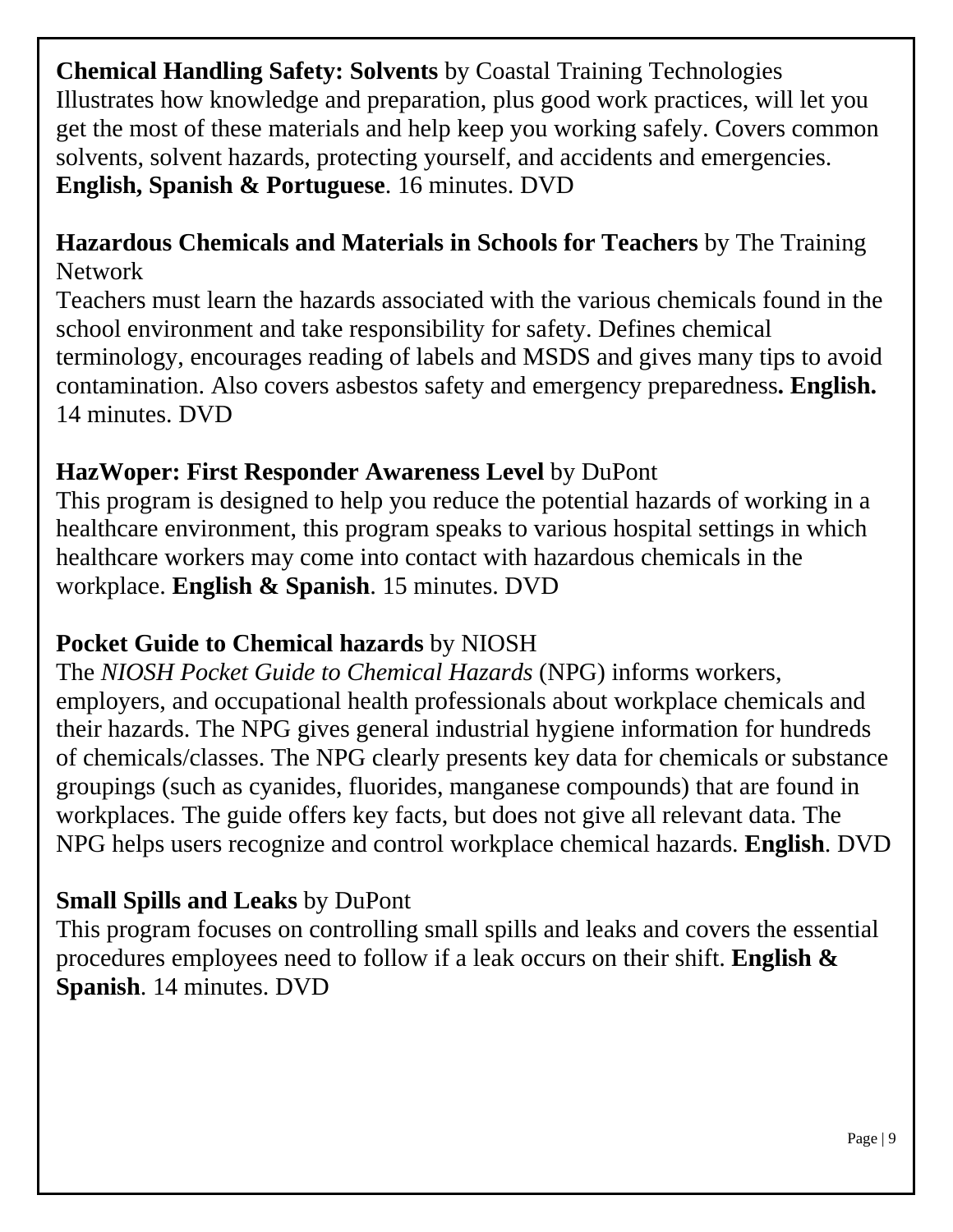**Chemical Handling Safety: Solvents** by Coastal Training Technologies
Illustrates how knowledge and preparation, plus good work practices, will let you get the most of these materials and help keep you working safely. Covers common solvents, solvent hazards, protecting yourself, and accidents and emergencies. **English, Spanish & Portuguese**. 16 minutes. DVD

**Hazardous Chemicals and Materials in Schools for Teachers** by The Training Network
Teachers must learn the hazards associated with the various chemicals found in the school environment and take responsibility for safety. Defines chemical terminology, encourages reading of labels and MSDS and gives many tips to avoid contamination. Also covers asbestos safety and emergency preparedness**. English.** 14 minutes. DVD

**HazWoper: First Responder Awareness Level** by DuPont
This program is designed to help you reduce the potential hazards of working in a healthcare environment, this program speaks to various hospital settings in which healthcare workers may come into contact with hazardous chemicals in the workplace. **English & Spanish**. 15 minutes. DVD

**Pocket Guide to Chemical hazards** by NIOSH
The *NIOSH Pocket Guide to Chemical Hazards* (NPG) informs workers, employers, and occupational health professionals about workplace chemicals and their hazards. The NPG gives general industrial hygiene information for hundreds of chemicals/classes. The NPG clearly presents key data for chemicals or substance groupings (such as cyanides, fluorides, manganese compounds) that are found in workplaces. The guide offers key facts, but does not give all relevant data. The NPG helps users recognize and control workplace chemical hazards. **English**. DVD

**Small Spills and Leaks** by DuPont
This program focuses on controlling small spills and leaks and covers the essential procedures employees need to follow if a leak occurs on their shift. **English & Spanish**. 14 minutes. DVD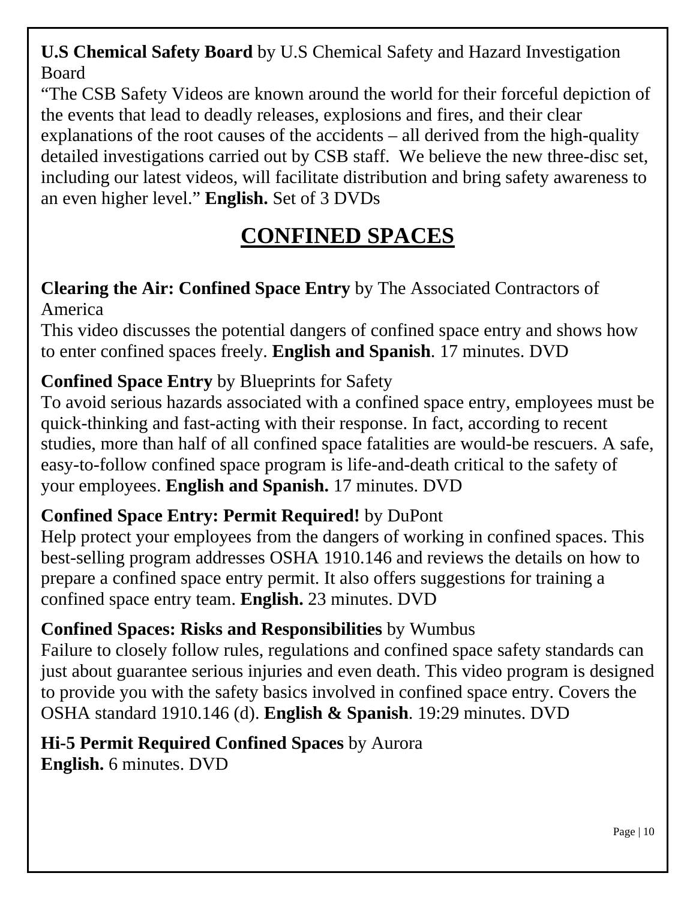**U.S Chemical Safety Board** by U.S Chemical Safety and Hazard Investigation Board

"The CSB Safety Videos are known around the world for their forceful depiction of the events that lead to deadly releases, explosions and fires, and their clear explanations of the root causes of the accidents – all derived from the high-quality detailed investigations carried out by CSB staff. We believe the new three-disc set, including our latest videos, will facilitate distribution and bring safety awareness to an even higher level." **English.** Set of 3 DVDs

# CONFINED SPACES

**Clearing the Air: Confined Space Entry** by The Associated Contractors of America

This video discusses the potential dangers of confined space entry and shows how to enter confined spaces freely. **English and Spanish**. 17 minutes. DVD

**Confined Space Entry** by Blueprints for Safety

To avoid serious hazards associated with a confined space entry, employees must be quick-thinking and fast-acting with their response. In fact, according to recent studies, more than half of all confined space fatalities are would-be rescuers. A safe, easy-to-follow confined space program is life-and-death critical to the safety of your employees. **English and Spanish.** 17 minutes. DVD

**Confined Space Entry: Permit Required!** by DuPont

Help protect your employees from the dangers of working in confined spaces. This best-selling program addresses OSHA 1910.146 and reviews the details on how to prepare a confined space entry permit. It also offers suggestions for training a confined space entry team. **English.** 23 minutes. DVD

**Confined Spaces: Risks and Responsibilities** by Wumbus

Failure to closely follow rules, regulations and confined space safety standards can just about guarantee serious injuries and even death. This video program is designed to provide you with the safety basics involved in confined space entry. Covers the OSHA standard 1910.146 (d). **English & Spanish**. 19:29 minutes. DVD

**Hi-5 Permit Required Confined Spaces** by Aurora

**English.** 6 minutes. DVD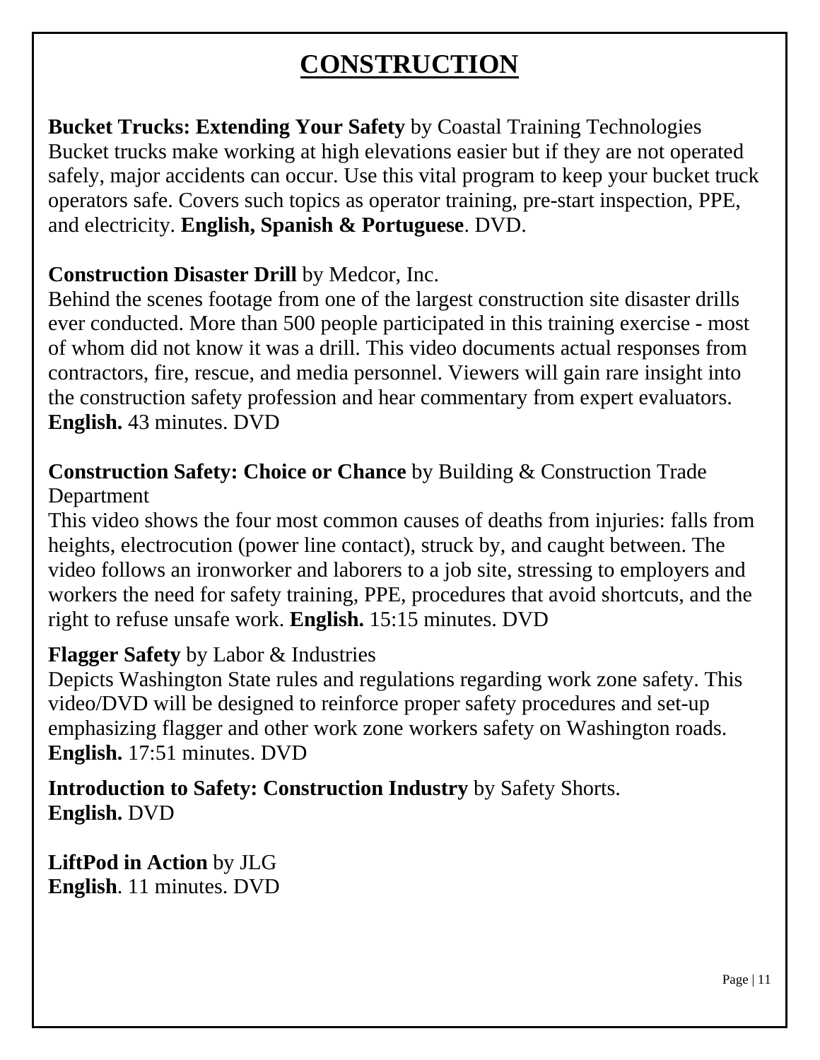# CONSTRUCTION

**Bucket Trucks: Extending Your Safety** by Coastal Training Technologies
Bucket trucks make working at high elevations easier but if they are not operated safely, major accidents can occur. Use this vital program to keep your bucket truck operators safe. Covers such topics as operator training, pre-start inspection, PPE, and electricity. **English, Spanish & Portuguese**. DVD.

**Construction Disaster Drill** by Medcor, Inc.
Behind the scenes footage from one of the largest construction site disaster drills ever conducted. More than 500 people participated in this training exercise - most of whom did not know it was a drill. This video documents actual responses from contractors, fire, rescue, and media personnel. Viewers will gain rare insight into the construction safety profession and hear commentary from expert evaluators. **English.** 43 minutes. DVD

**Construction Safety: Choice or Chance** by Building & Construction Trade Department
This video shows the four most common causes of deaths from injuries: falls from heights, electrocution (power line contact), struck by, and caught between. The video follows an ironworker and laborers to a job site, stressing to employers and workers the need for safety training, PPE, procedures that avoid shortcuts, and the right to refuse unsafe work. **English.** 15:15 minutes. DVD

**Flagger Safety** by Labor & Industries
Depicts Washington State rules and regulations regarding work zone safety. This video/DVD will be designed to reinforce proper safety procedures and set-up emphasizing flagger and other work zone workers safety on Washington roads. **English.** 17:51 minutes. DVD

**Introduction to Safety: Construction Industry** by Safety Shorts.
**English.** DVD

**LiftPod in Action** by JLG
**English**. 11 minutes. DVD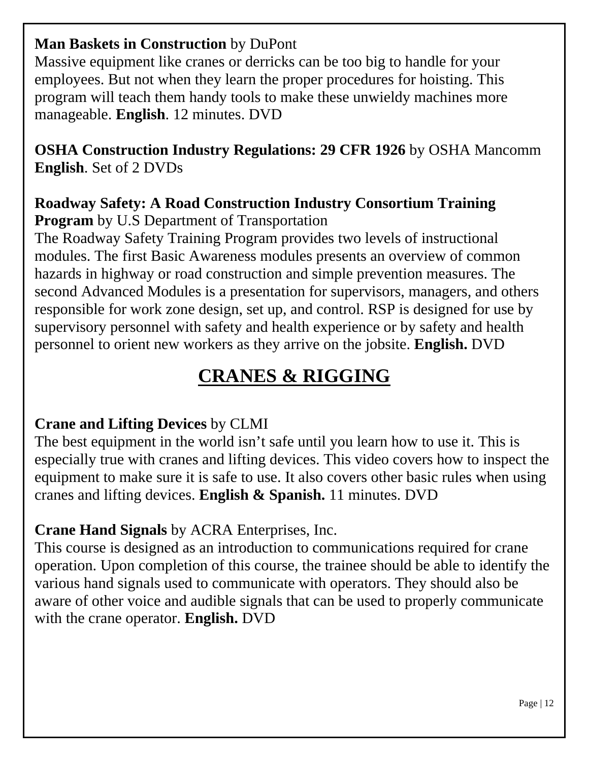**Man Baskets in Construction** by DuPont
Massive equipment like cranes or derricks can be too big to handle for your employees. But not when they learn the proper procedures for hoisting. This program will teach them handy tools to make these unwieldy machines more manageable. **English**. 12 minutes. DVD

**OSHA Construction Industry Regulations: 29 CFR 1926** by OSHA Mancomm
**English**. Set of 2 DVDs

**Roadway Safety: A Road Construction Industry Consortium Training Program** by U.S Department of Transportation
The Roadway Safety Training Program provides two levels of instructional modules. The first Basic Awareness modules presents an overview of common hazards in highway or road construction and simple prevention measures. The second Advanced Modules is a presentation for supervisors, managers, and others responsible for work zone design, set up, and control. RSP is designed for use by supervisory personnel with safety and health experience or by safety and health personnel to orient new workers as they arrive on the jobsite. **English.** DVD

# CRANES & RIGGING

**Crane and Lifting Devices** by CLMI
The best equipment in the world isn't safe until you learn how to use it. This is especially true with cranes and lifting devices. This video covers how to inspect the equipment to make sure it is safe to use. It also covers other basic rules when using cranes and lifting devices. **English & Spanish.** 11 minutes. DVD

**Crane Hand Signals** by ACRA Enterprises, Inc.
This course is designed as an introduction to communications required for crane operation. Upon completion of this course, the trainee should be able to identify the various hand signals used to communicate with operators. They should also be aware of other voice and audible signals that can be used to properly communicate with the crane operator. **English.** DVD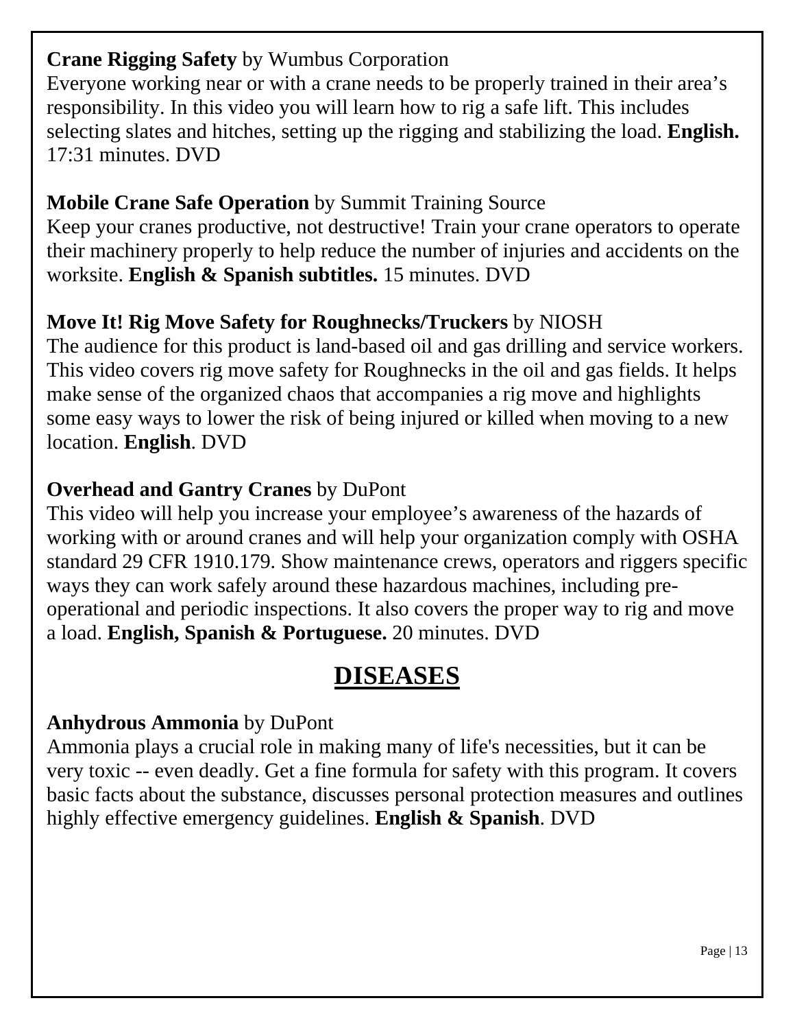**Crane Rigging Safety** by Wumbus Corporation
Everyone working near or with a crane needs to be properly trained in their area's responsibility. In this video you will learn how to rig a safe lift. This includes selecting slates and hitches, setting up the rigging and stabilizing the load. **English.** 17:31 minutes. DVD

**Mobile Crane Safe Operation** by Summit Training Source
Keep your cranes productive, not destructive! Train your crane operators to operate their machinery properly to help reduce the number of injuries and accidents on the worksite. **English & Spanish subtitles.** 15 minutes. DVD

**Move It! Rig Move Safety for Roughnecks/Truckers** by NIOSH
The audience for this product is land-based oil and gas drilling and service workers. This video covers rig move safety for Roughnecks in the oil and gas fields. It helps make sense of the organized chaos that accompanies a rig move and highlights some easy ways to lower the risk of being injured or killed when moving to a new location. **English**. DVD

**Overhead and Gantry Cranes** by DuPont
This video will help you increase your employee's awareness of the hazards of working with or around cranes and will help your organization comply with OSHA standard 29 CFR 1910.179. Show maintenance crews, operators and riggers specific ways they can work safely around these hazardous machines, including pre-operational and periodic inspections. It also covers the proper way to rig and move a load. **English, Spanish & Portuguese.** 20 minutes. DVD

## DISEASES

**Anhydrous Ammonia** by DuPont
Ammonia plays a crucial role in making many of life's necessities, but it can be very toxic -- even deadly. Get a fine formula for safety with this program. It covers basic facts about the substance, discusses personal protection measures and outlines highly effective emergency guidelines. **English & Spanish**. DVD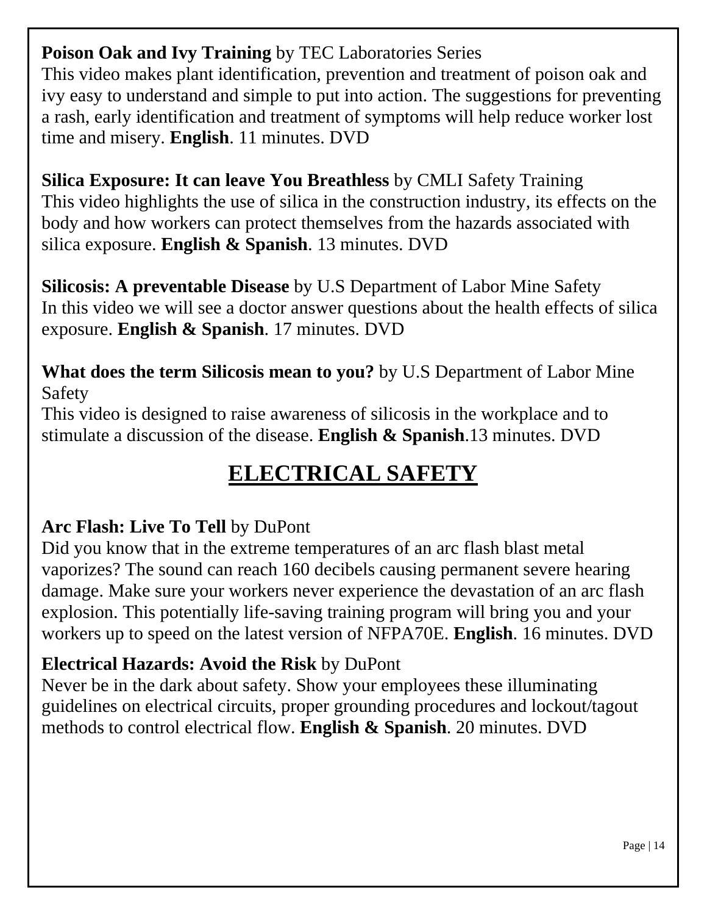**Poison Oak and Ivy Training** by TEC Laboratories Series
This video makes plant identification, prevention and treatment of poison oak and ivy easy to understand and simple to put into action. The suggestions for preventing a rash, early identification and treatment of symptoms will help reduce worker lost time and misery. **English**. 11 minutes. DVD

**Silica Exposure: It can leave You Breathless** by CMLI Safety Training
This video highlights the use of silica in the construction industry, its effects on the body and how workers can protect themselves from the hazards associated with silica exposure. **English & Spanish**. 13 minutes. DVD

**Silicosis: A preventable Disease** by U.S Department of Labor Mine Safety
In this video we will see a doctor answer questions about the health effects of silica exposure. **English & Spanish**. 17 minutes. DVD

**What does the term Silicosis mean to you?** by U.S Department of Labor Mine Safety
This video is designed to raise awareness of silicosis in the workplace and to stimulate a discussion of the disease. **English & Spanish**.13 minutes. DVD

## ELECTRICAL SAFETY

**Arc Flash: Live To Tell** by DuPont
Did you know that in the extreme temperatures of an arc flash blast metal vaporizes? The sound can reach 160 decibels causing permanent severe hearing damage. Make sure your workers never experience the devastation of an arc flash explosion. This potentially life-saving training program will bring you and your workers up to speed on the latest version of NFPA70E. **English**. 16 minutes. DVD

**Electrical Hazards: Avoid the Risk** by DuPont
Never be in the dark about safety. Show your employees these illuminating guidelines on electrical circuits, proper grounding procedures and lockout/tagout methods to control electrical flow. **English & Spanish**. 20 minutes. DVD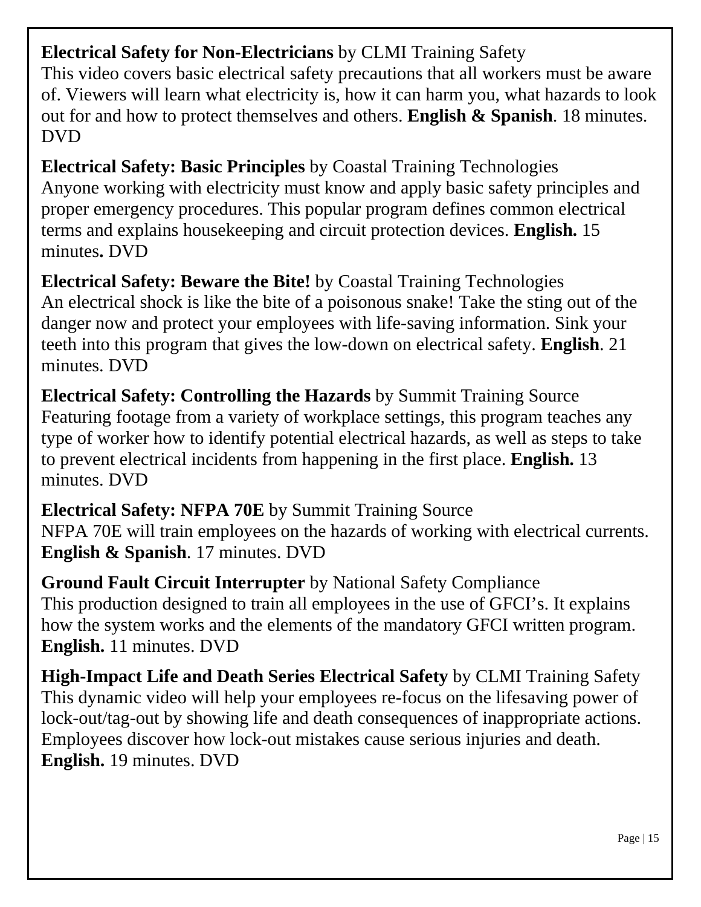**Electrical Safety for Non-Electricians** by CLMI Training Safety
This video covers basic electrical safety precautions that all workers must be aware of. Viewers will learn what electricity is, how it can harm you, what hazards to look out for and how to protect themselves and others. **English & Spanish**. 18 minutes. DVD

**Electrical Safety: Basic Principles** by Coastal Training Technologies
Anyone working with electricity must know and apply basic safety principles and proper emergency procedures. This popular program defines common electrical terms and explains housekeeping and circuit protection devices. **English.** 15 minutes**.** DVD

**Electrical Safety: Beware the Bite!** by Coastal Training Technologies
An electrical shock is like the bite of a poisonous snake! Take the sting out of the danger now and protect your employees with life-saving information. Sink your teeth into this program that gives the low-down on electrical safety. **English**. 21 minutes. DVD

**Electrical Safety: Controlling the Hazards** by Summit Training Source
Featuring footage from a variety of workplace settings, this program teaches any type of worker how to identify potential electrical hazards, as well as steps to take to prevent electrical incidents from happening in the first place. **English.** 13 minutes. DVD

**Electrical Safety: NFPA 70E** by Summit Training Source
NFPA 70E will train employees on the hazards of working with electrical currents. **English & Spanish**. 17 minutes. DVD

**Ground Fault Circuit Interrupter** by National Safety Compliance
This production designed to train all employees in the use of GFCI's. It explains how the system works and the elements of the mandatory GFCI written program. **English.** 11 minutes. DVD

**High-Impact Life and Death Series Electrical Safety** by CLMI Training Safety
This dynamic video will help your employees re-focus on the lifesaving power of lock-out/tag-out by showing life and death consequences of inappropriate actions. Employees discover how lock-out mistakes cause serious injuries and death. **English.** 19 minutes. DVD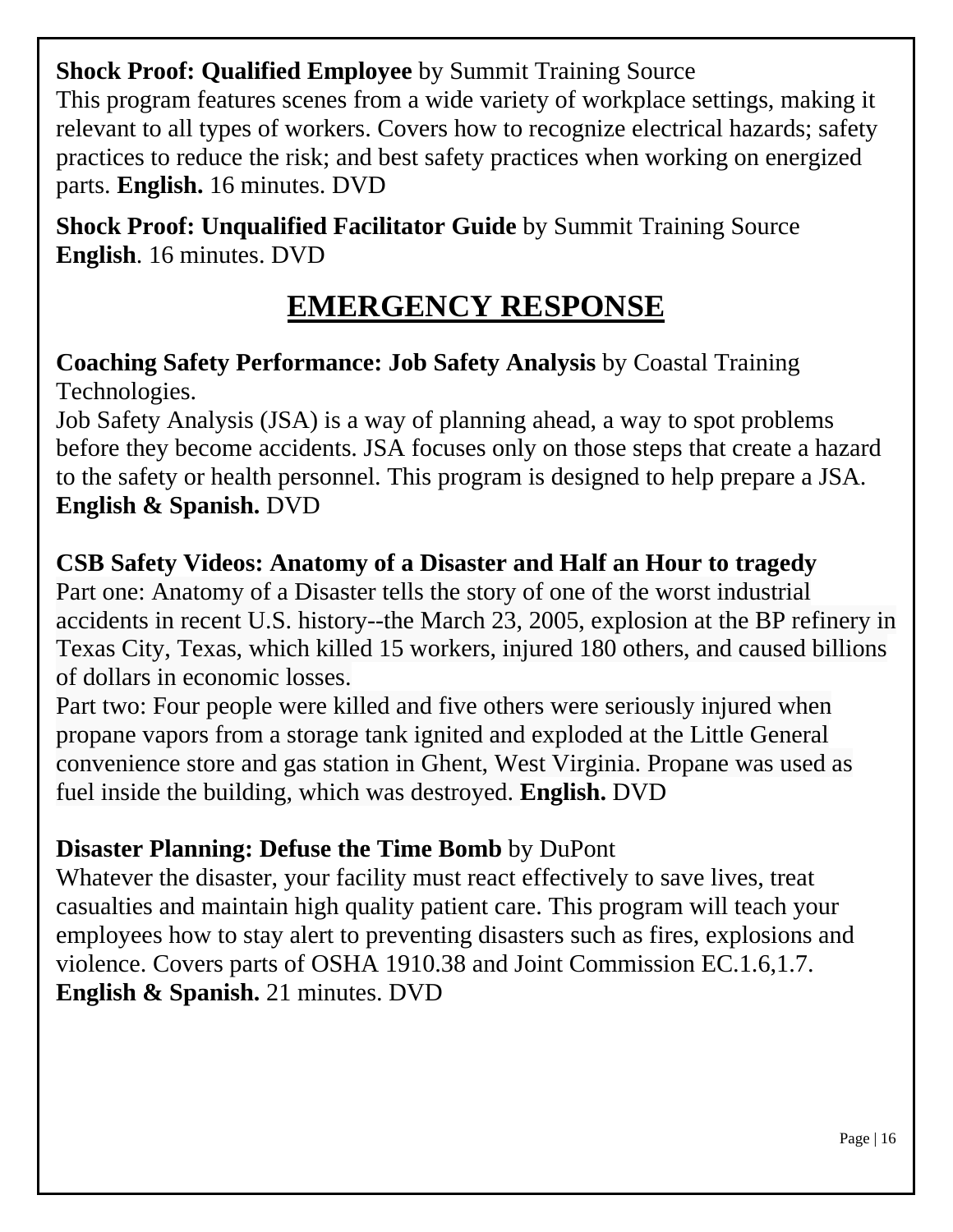**Shock Proof: Qualified Employee** by Summit Training Source
This program features scenes from a wide variety of workplace settings, making it relevant to all types of workers. Covers how to recognize electrical hazards; safety practices to reduce the risk; and best safety practices when working on energized parts. **English.** 16 minutes. DVD

**Shock Proof: Unqualified Facilitator Guide** by Summit Training Source
**English**. 16 minutes. DVD

## EMERGENCY RESPONSE

**Coaching Safety Performance: Job Safety Analysis** by Coastal Training Technologies.
Job Safety Analysis (JSA) is a way of planning ahead, a way to spot problems before they become accidents. JSA focuses only on those steps that create a hazard to the safety or health personnel. This program is designed to help prepare a JSA. **English & Spanish.** DVD

**CSB Safety Videos: Anatomy of a Disaster and Half an Hour to tragedy**
Part one: Anatomy of a Disaster tells the story of one of the worst industrial accidents in recent U.S. history--the March 23, 2005, explosion at the BP refinery in Texas City, Texas, which killed 15 workers, injured 180 others, and caused billions of dollars in economic losses.
Part two: Four people were killed and five others were seriously injured when propane vapors from a storage tank ignited and exploded at the Little General convenience store and gas station in Ghent, West Virginia. Propane was used as fuel inside the building, which was destroyed. **English.** DVD

**Disaster Planning: Defuse the Time Bomb** by DuPont
Whatever the disaster, your facility must react effectively to save lives, treat casualties and maintain high quality patient care. This program will teach your employees how to stay alert to preventing disasters such as fires, explosions and violence. Covers parts of OSHA 1910.38 and Joint Commission EC.1.6,1.7. **English & Spanish.** 21 minutes. DVD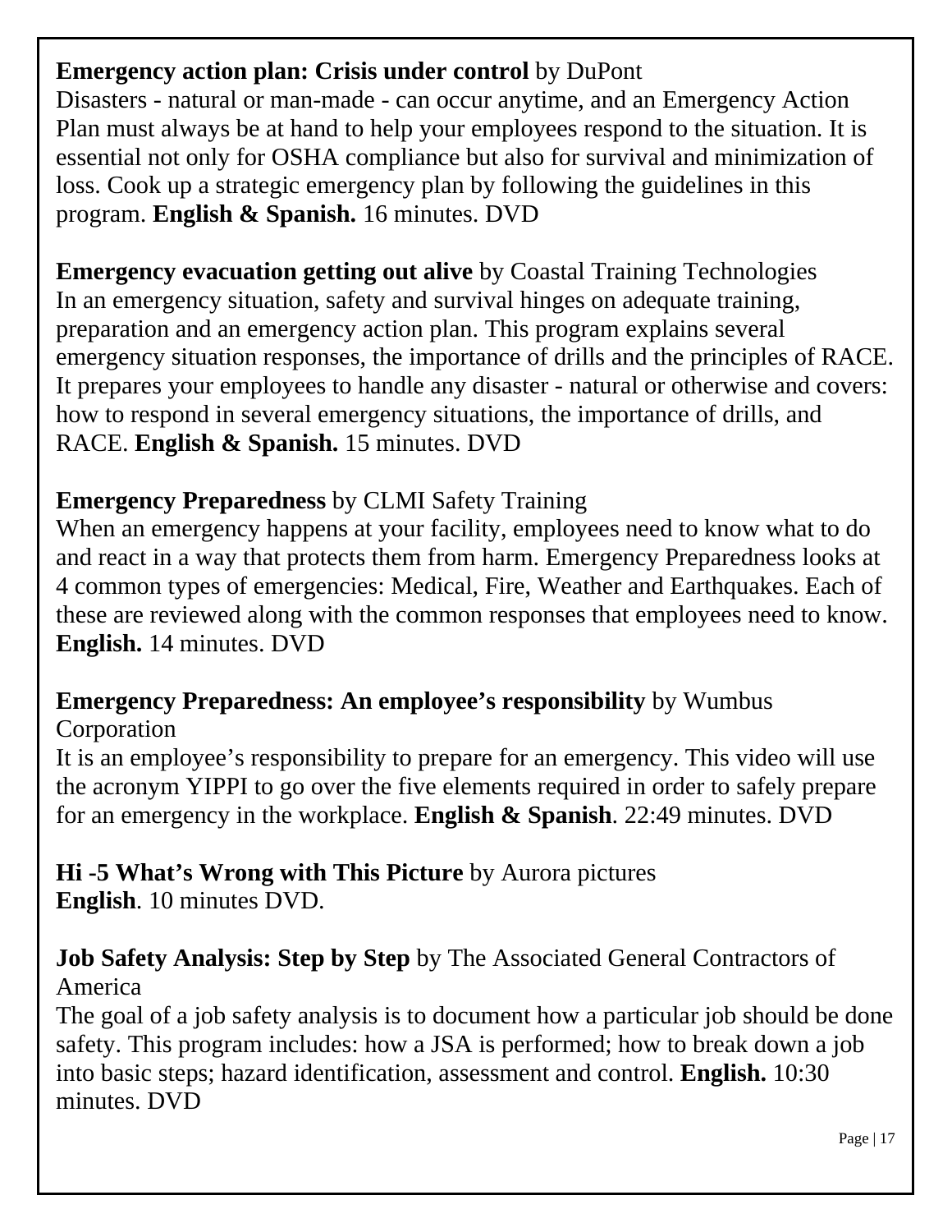**Emergency action plan: Crisis under control** by DuPont
Disasters - natural or man-made - can occur anytime, and an Emergency Action Plan must always be at hand to help your employees respond to the situation. It is essential not only for OSHA compliance but also for survival and minimization of loss. Cook up a strategic emergency plan by following the guidelines in this program. **English & Spanish.** 16 minutes. DVD

**Emergency evacuation getting out alive** by Coastal Training Technologies
In an emergency situation, safety and survival hinges on adequate training, preparation and an emergency action plan. This program explains several emergency situation responses, the importance of drills and the principles of RACE. It prepares your employees to handle any disaster - natural or otherwise and covers: how to respond in several emergency situations, the importance of drills, and RACE. **English & Spanish.** 15 minutes. DVD

**Emergency Preparedness** by CLMI Safety Training
When an emergency happens at your facility, employees need to know what to do and react in a way that protects them from harm. Emergency Preparedness looks at 4 common types of emergencies: Medical, Fire, Weather and Earthquakes. Each of these are reviewed along with the common responses that employees need to know. **English.** 14 minutes. DVD

**Emergency Preparedness: An employee's responsibility** by Wumbus Corporation
It is an employee's responsibility to prepare for an emergency. This video will use the acronym YIPPI to go over the five elements required in order to safely prepare for an emergency in the workplace. **English & Spanish**. 22:49 minutes. DVD

**Hi -5 What's Wrong with This Picture** by Aurora pictures
**English**. 10 minutes DVD.

**Job Safety Analysis: Step by Step** by The Associated General Contractors of America
The goal of a job safety analysis is to document how a particular job should be done safety. This program includes: how a JSA is performed; how to break down a job into basic steps; hazard identification, assessment and control. **English.** 10:30 minutes. DVD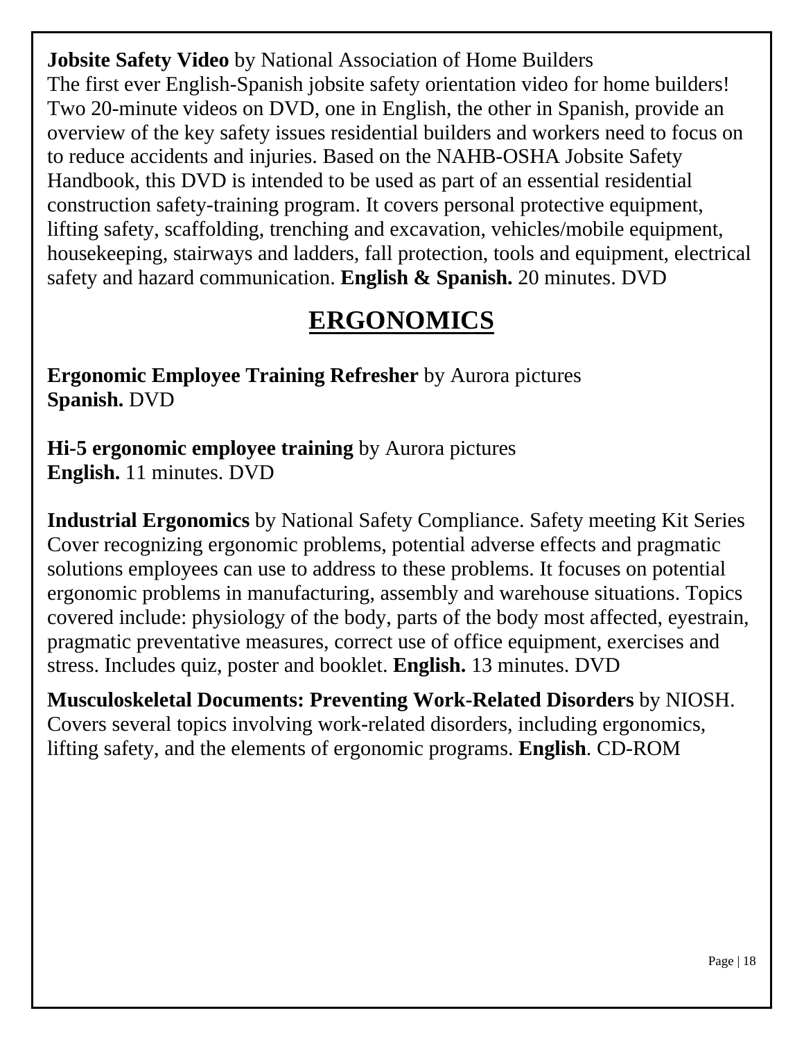**Jobsite Safety Video** by National Association of Home Builders
The first ever English-Spanish jobsite safety orientation video for home builders! Two 20-minute videos on DVD, one in English, the other in Spanish, provide an overview of the key safety issues residential builders and workers need to focus on to reduce accidents and injuries. Based on the NAHB-OSHA Jobsite Safety Handbook, this DVD is intended to be used as part of an essential residential construction safety-training program. It covers personal protective equipment, lifting safety, scaffolding, trenching and excavation, vehicles/mobile equipment, housekeeping, stairways and ladders, fall protection, tools and equipment, electrical safety and hazard communication. **English & Spanish.** 20 minutes. DVD

# ERGONOMICS

**Ergonomic Employee Training Refresher** by Aurora pictures
**Spanish.** DVD

**Hi-5 ergonomic employee training** by Aurora pictures
**English.** 11 minutes. DVD

**Industrial Ergonomics** by National Safety Compliance. Safety meeting Kit Series
Cover recognizing ergonomic problems, potential adverse effects and pragmatic solutions employees can use to address to these problems. It focuses on potential ergonomic problems in manufacturing, assembly and warehouse situations. Topics covered include: physiology of the body, parts of the body most affected, eyestrain, pragmatic preventative measures, correct use of office equipment, exercises and stress. Includes quiz, poster and booklet. **English.** 13 minutes. DVD

**Musculoskeletal Documents: Preventing Work-Related Disorders** by NIOSH. Covers several topics involving work-related disorders, including ergonomics, lifting safety, and the elements of ergonomic programs. **English**. CD-ROM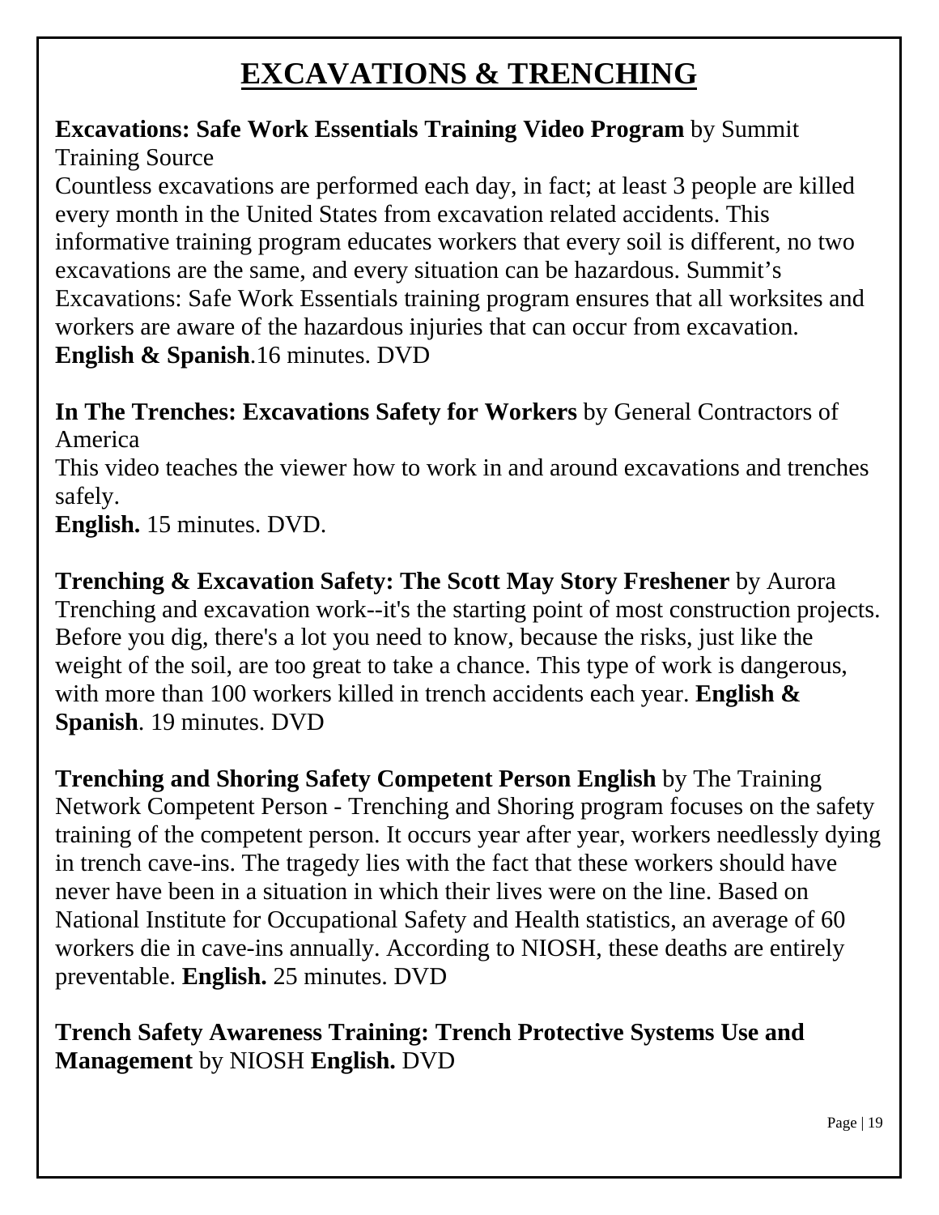# EXCAVATIONS & TRENCHING

**Excavations: Safe Work Essentials Training Video Program** by Summit Training Source
Countless excavations are performed each day, in fact; at least 3 people are killed every month in the United States from excavation related accidents. This informative training program educates workers that every soil is different, no two excavations are the same, and every situation can be hazardous. Summit's Excavations: Safe Work Essentials training program ensures that all worksites and workers are aware of the hazardous injuries that can occur from excavation.
**English & Spanish**.16 minutes. DVD

**In The Trenches: Excavations Safety for Workers** by General Contractors of America
This video teaches the viewer how to work in and around excavations and trenches safely.
**English.** 15 minutes. DVD.

**Trenching & Excavation Safety: The Scott May Story Freshener** by Aurora
Trenching and excavation work--it's the starting point of most construction projects. Before you dig, there's a lot you need to know, because the risks, just like the weight of the soil, are too great to take a chance. This type of work is dangerous, with more than 100 workers killed in trench accidents each year. **English & Spanish**. 19 minutes. DVD

**Trenching and Shoring Safety Competent Person English** by The Training Network Competent Person - Trenching and Shoring program focuses on the safety training of the competent person. It occurs year after year, workers needlessly dying in trench cave-ins. The tragedy lies with the fact that these workers should have never have been in a situation in which their lives were on the line. Based on National Institute for Occupational Safety and Health statistics, an average of 60 workers die in cave-ins annually. According to NIOSH, these deaths are entirely preventable. **English.** 25 minutes. DVD

**Trench Safety Awareness Training: Trench Protective Systems Use and Management** by NIOSH **English.** DVD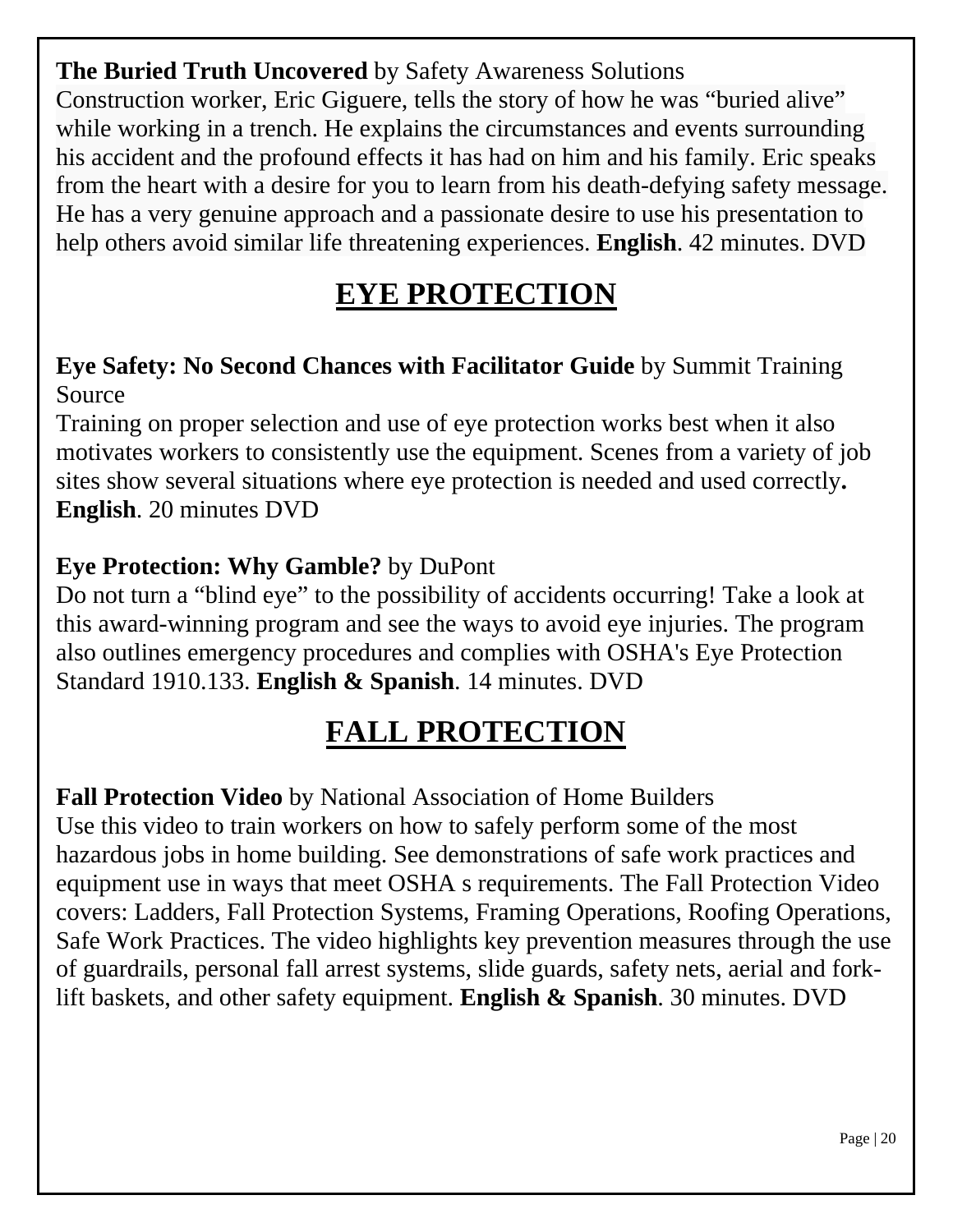**The Buried Truth Uncovered** by Safety Awareness Solutions
Construction worker, Eric Giguere, tells the story of how he was “buried alive” while working in a trench. He explains the circumstances and events surrounding his accident and the profound effects it has had on him and his family. Eric speaks from the heart with a desire for you to learn from his death-defying safety message. He has a very genuine approach and a passionate desire to use his presentation to help others avoid similar life threatening experiences. **English**. 42 minutes. DVD

# EYE PROTECTION

**Eye Safety: No Second Chances with Facilitator Guide** by Summit Training Source
Training on proper selection and use of eye protection works best when it also motivates workers to consistently use the equipment. Scenes from a variety of job sites show several situations where eye protection is needed and used correctly**. English**. 20 minutes DVD

**Eye Protection: Why Gamble?** by DuPont
Do not turn a “blind eye” to the possibility of accidents occurring! Take a look at this award-winning program and see the ways to avoid eye injuries. The program also outlines emergency procedures and complies with OSHA's Eye Protection Standard 1910.133. **English & Spanish**. 14 minutes. DVD

# FALL PROTECTION

**Fall Protection Video** by National Association of Home Builders
Use this video to train workers on how to safely perform some of the most hazardous jobs in home building. See demonstrations of safe work practices and equipment use in ways that meet OSHA s requirements. The Fall Protection Video covers: Ladders, Fall Protection Systems, Framing Operations, Roofing Operations, Safe Work Practices. The video highlights key prevention measures through the use of guardrails, personal fall arrest systems, slide guards, safety nets, aerial and fork-lift baskets, and other safety equipment. **English & Spanish**. 30 minutes. DVD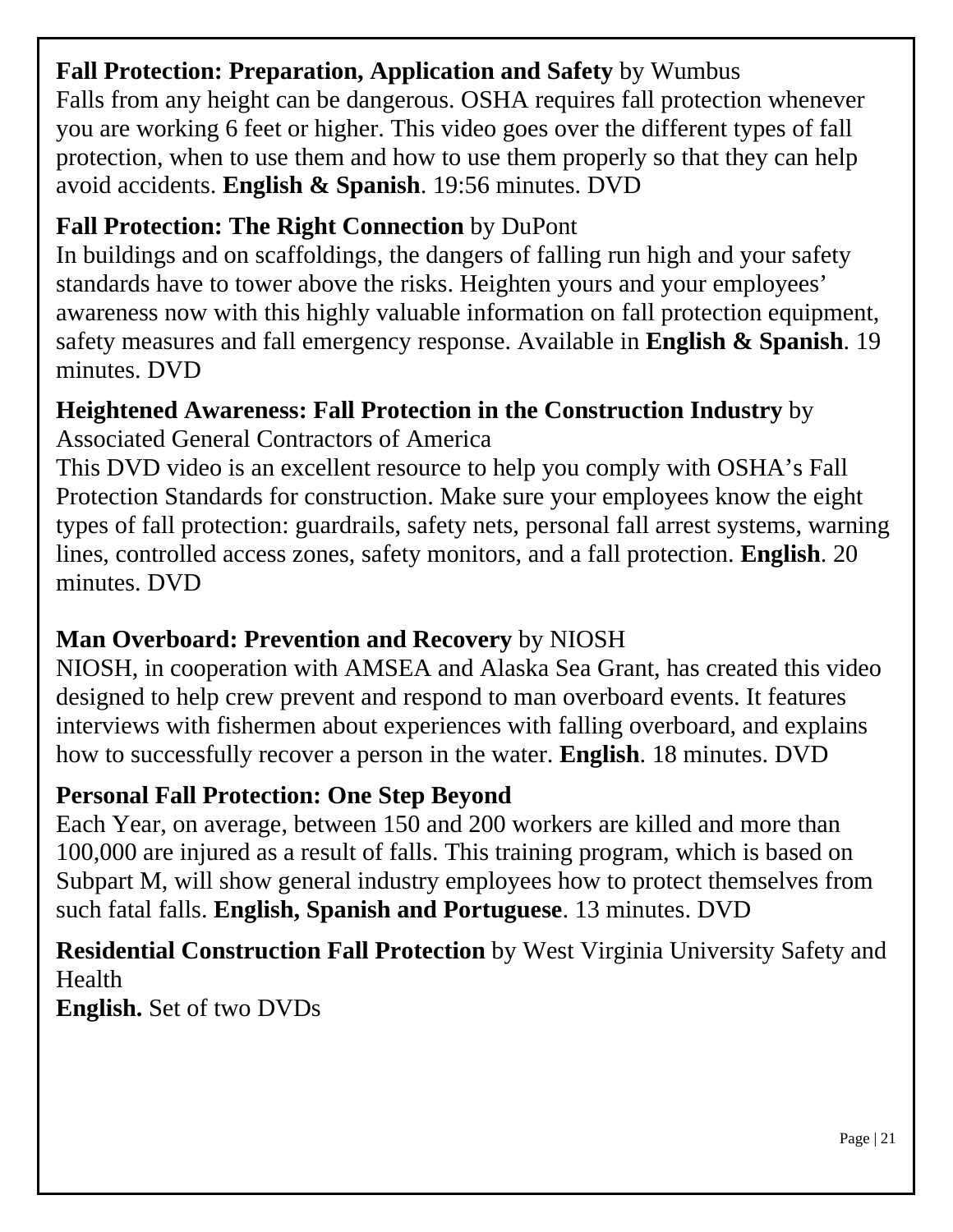**Fall Protection: Preparation, Application and Safety** by Wumbus
Falls from any height can be dangerous. OSHA requires fall protection whenever you are working 6 feet or higher. This video goes over the different types of fall protection, when to use them and how to use them properly so that they can help avoid accidents. **English & Spanish**. 19:56 minutes. DVD

**Fall Protection: The Right Connection** by DuPont
In buildings and on scaffoldings, the dangers of falling run high and your safety standards have to tower above the risks. Heighten yours and your employees' awareness now with this highly valuable information on fall protection equipment, safety measures and fall emergency response. Available in **English & Spanish**. 19 minutes. DVD

**Heightened Awareness: Fall Protection in the Construction Industry** by Associated General Contractors of America
This DVD video is an excellent resource to help you comply with OSHA's Fall Protection Standards for construction. Make sure your employees know the eight types of fall protection: guardrails, safety nets, personal fall arrest systems, warning lines, controlled access zones, safety monitors, and a fall protection. **English**. 20 minutes. DVD

**Man Overboard: Prevention and Recovery** by NIOSH
NIOSH, in cooperation with AMSEA and Alaska Sea Grant, has created this video designed to help crew prevent and respond to man overboard events. It features interviews with fishermen about experiences with falling overboard, and explains how to successfully recover a person in the water. **English**. 18 minutes. DVD

**Personal Fall Protection: One Step Beyond**
Each Year, on average, between 150 and 200 workers are killed and more than 100,000 are injured as a result of falls. This training program, which is based on Subpart M, will show general industry employees how to protect themselves from such fatal falls. **English, Spanish and Portuguese**. 13 minutes. DVD

**Residential Construction Fall Protection** by West Virginia University Safety and Health
**English.** Set of two DVDs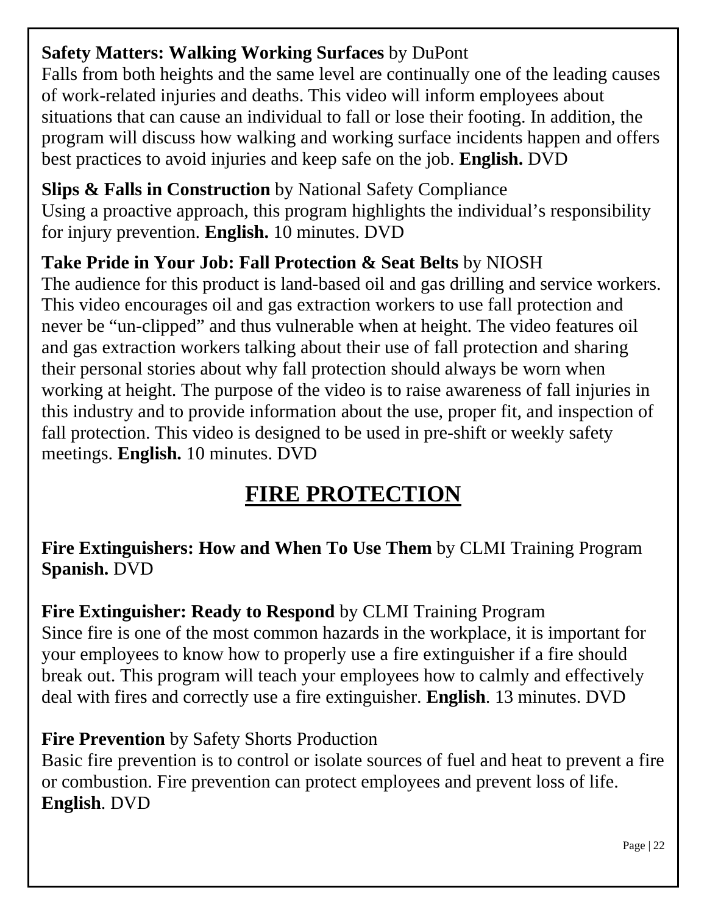**Safety Matters: Walking Working Surfaces** by DuPont
Falls from both heights and the same level are continually one of the leading causes of work-related injuries and deaths. This video will inform employees about situations that can cause an individual to fall or lose their footing. In addition, the program will discuss how walking and working surface incidents happen and offers best practices to avoid injuries and keep safe on the job. **English.** DVD

**Slips & Falls in Construction** by National Safety Compliance
Using a proactive approach, this program highlights the individual's responsibility for injury prevention. **English.** 10 minutes. DVD

**Take Pride in Your Job: Fall Protection & Seat Belts** by NIOSH
The audience for this product is land-based oil and gas drilling and service workers. This video encourages oil and gas extraction workers to use fall protection and never be "un-clipped" and thus vulnerable when at height. The video features oil and gas extraction workers talking about their use of fall protection and sharing their personal stories about why fall protection should always be worn when working at height. The purpose of the video is to raise awareness of fall injuries in this industry and to provide information about the use, proper fit, and inspection of fall protection. This video is designed to be used in pre-shift or weekly safety meetings. **English.** 10 minutes. DVD

# FIRE PROTECTION

**Fire Extinguishers: How and When To Use Them** by CLMI Training Program
**Spanish.** DVD

**Fire Extinguisher: Ready to Respond** by CLMI Training Program
Since fire is one of the most common hazards in the workplace, it is important for your employees to know how to properly use a fire extinguisher if a fire should break out. This program will teach your employees how to calmly and effectively deal with fires and correctly use a fire extinguisher. **English**. 13 minutes. DVD

**Fire Prevention** by Safety Shorts Production
Basic fire prevention is to control or isolate sources of fuel and heat to prevent a fire or combustion. Fire prevention can protect employees and prevent loss of life. **English**. DVD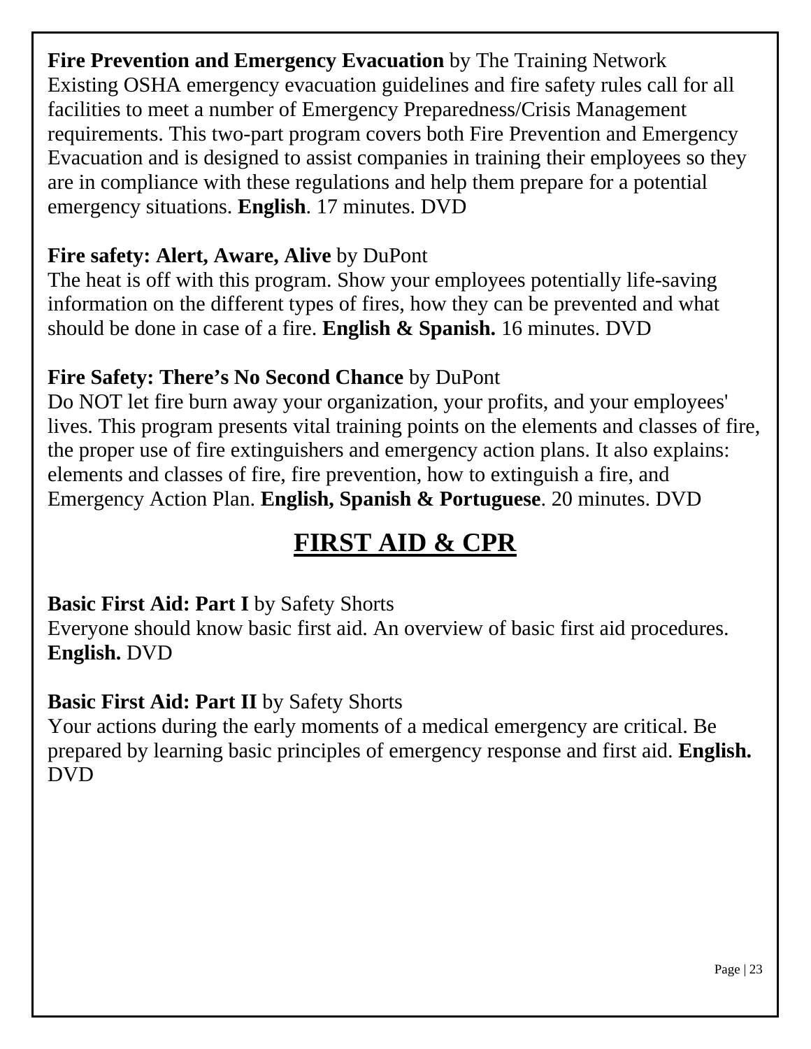**Fire Prevention and Emergency Evacuation** by The Training Network
Existing OSHA emergency evacuation guidelines and fire safety rules call for all facilities to meet a number of Emergency Preparedness/Crisis Management requirements. This two-part program covers both Fire Prevention and Emergency Evacuation and is designed to assist companies in training their employees so they are in compliance with these regulations and help them prepare for a potential emergency situations. **English**. 17 minutes. DVD

**Fire safety: Alert, Aware, Alive** by DuPont
The heat is off with this program. Show your employees potentially life-saving information on the different types of fires, how they can be prevented and what should be done in case of a fire. **English & Spanish.** 16 minutes. DVD

**Fire Safety: There's No Second Chance** by DuPont
Do NOT let fire burn away your organization, your profits, and your employees' lives. This program presents vital training points on the elements and classes of fire, the proper use of fire extinguishers and emergency action plans. It also explains: elements and classes of fire, fire prevention, how to extinguish a fire, and Emergency Action Plan. **English, Spanish & Portuguese**. 20 minutes. DVD

# FIRST AID & CPR

**Basic First Aid: Part I** by Safety Shorts
Everyone should know basic first aid. An overview of basic first aid procedures. **English.** DVD

**Basic First Aid: Part II** by Safety Shorts
Your actions during the early moments of a medical emergency are critical. Be prepared by learning basic principles of emergency response and first aid. **English.** DVD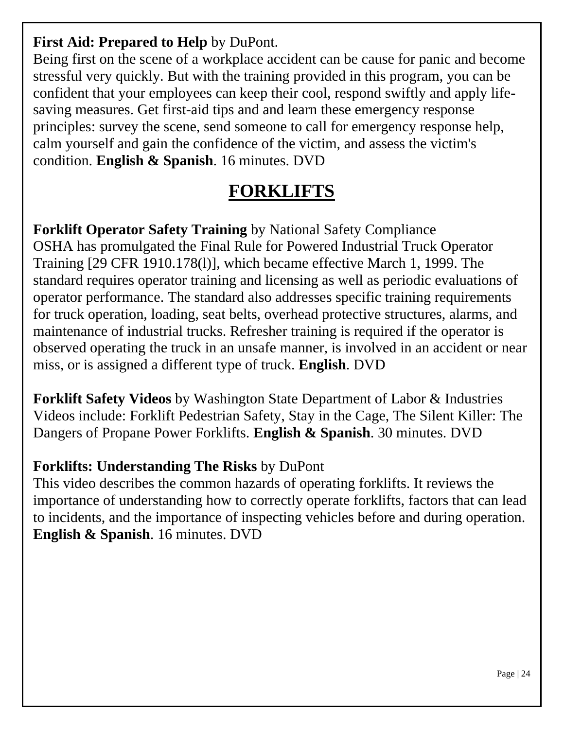**First Aid: Prepared to Help** by DuPont.
Being first on the scene of a workplace accident can be cause for panic and become stressful very quickly. But with the training provided in this program, you can be confident that your employees can keep their cool, respond swiftly and apply life-saving measures. Get first-aid tips and and learn these emergency response principles: survey the scene, send someone to call for emergency response help, calm yourself and gain the confidence of the victim, and assess the victim's condition. **English & Spanish**. 16 minutes. DVD

# FORKLIFTS

**Forklift Operator Safety Training** by National Safety Compliance
OSHA has promulgated the Final Rule for Powered Industrial Truck Operator Training [29 CFR 1910.178(l)], which became effective March 1, 1999. The standard requires operator training and licensing as well as periodic evaluations of operator performance. The standard also addresses specific training requirements for truck operation, loading, seat belts, overhead protective structures, alarms, and maintenance of industrial trucks. Refresher training is required if the operator is observed operating the truck in an unsafe manner, is involved in an accident or near miss, or is assigned a different type of truck. **English**. DVD

**Forklift Safety Videos** by Washington State Department of Labor & Industries
Videos include: Forklift Pedestrian Safety, Stay in the Cage, The Silent Killer: The Dangers of Propane Power Forklifts. **English & Spanish**. 30 minutes. DVD

**Forklifts: Understanding The Risks** by DuPont
This video describes the common hazards of operating forklifts. It reviews the importance of understanding how to correctly operate forklifts, factors that can lead to incidents, and the importance of inspecting vehicles before and during operation. **English & Spanish**. 16 minutes. DVD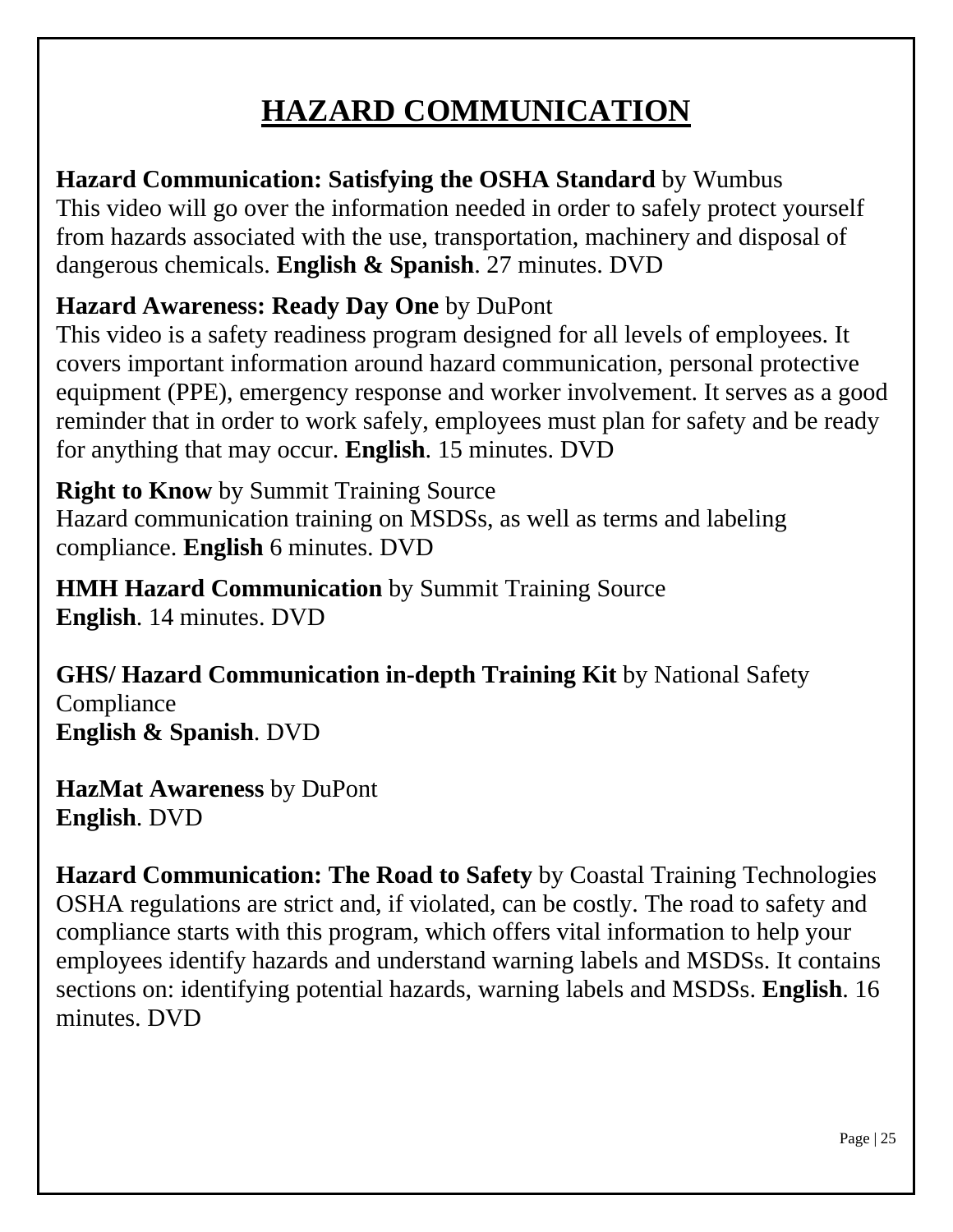# HAZARD COMMUNICATION

**Hazard Communication: Satisfying the OSHA Standard** by Wumbus
This video will go over the information needed in order to safely protect yourself from hazards associated with the use, transportation, machinery and disposal of dangerous chemicals. **English & Spanish**. 27 minutes. DVD

**Hazard Awareness: Ready Day One** by DuPont
This video is a safety readiness program designed for all levels of employees. It covers important information around hazard communication, personal protective equipment (PPE), emergency response and worker involvement. It serves as a good reminder that in order to work safely, employees must plan for safety and be ready for anything that may occur. **English**. 15 minutes. DVD

**Right to Know** by Summit Training Source
Hazard communication training on MSDSs, as well as terms and labeling compliance. **English** 6 minutes. DVD

**HMH Hazard Communication** by Summit Training Source
**English**. 14 minutes. DVD

**GHS/ Hazard Communication in-depth Training Kit** by National Safety Compliance
**English & Spanish**. DVD

**HazMat Awareness** by DuPont
**English**. DVD

**Hazard Communication: The Road to Safety** by Coastal Training Technologies
OSHA regulations are strict and, if violated, can be costly. The road to safety and compliance starts with this program, which offers vital information to help your employees identify hazards and understand warning labels and MSDSs. It contains sections on: identifying potential hazards, warning labels and MSDSs. **English**. 16 minutes. DVD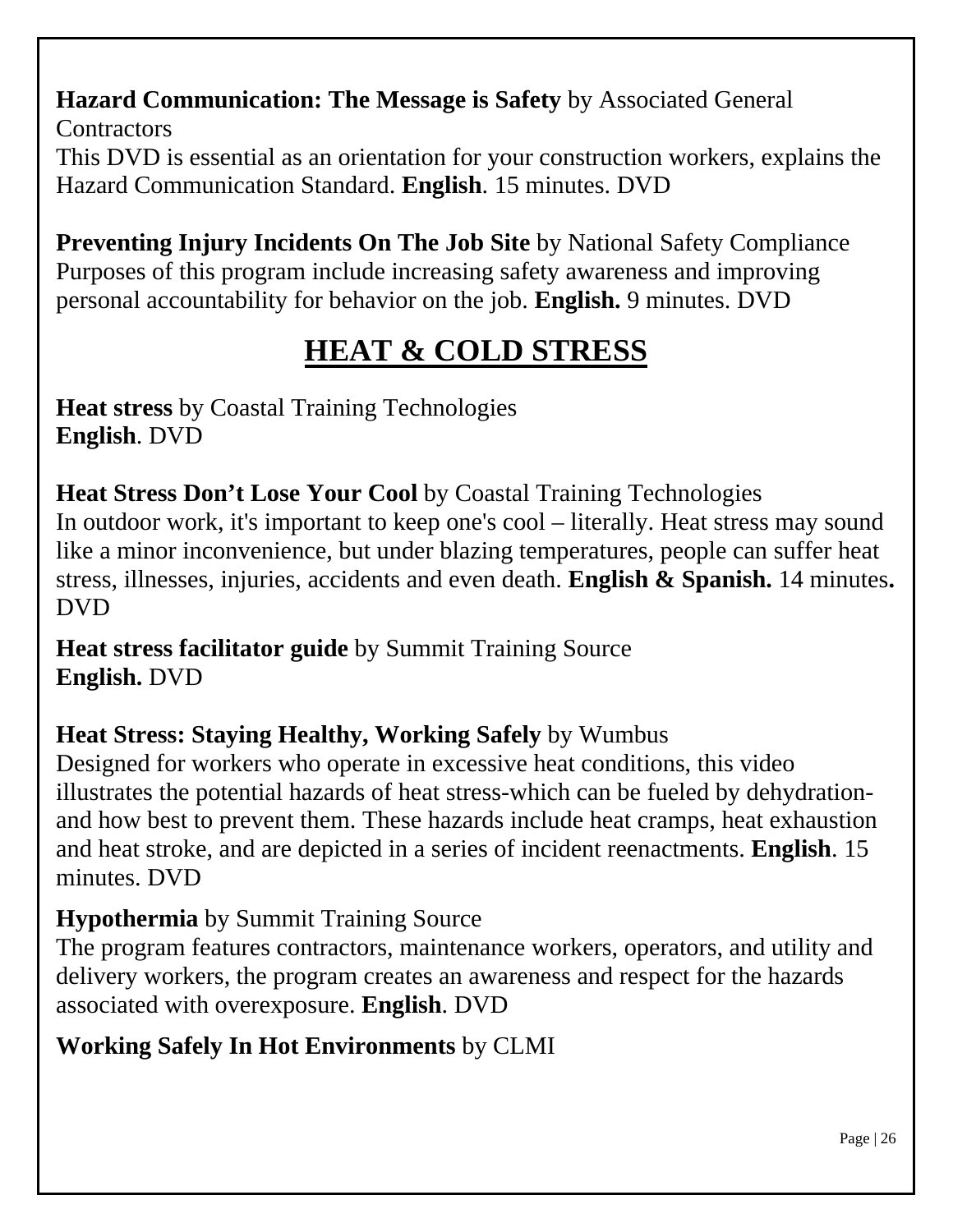**Hazard Communication: The Message is Safety** by Associated General Contractors
This DVD is essential as an orientation for your construction workers, explains the Hazard Communication Standard. **English**. 15 minutes. DVD

**Preventing Injury Incidents On The Job Site** by National Safety Compliance
Purposes of this program include increasing safety awareness and improving personal accountability for behavior on the job. **English.** 9 minutes. DVD

## HEAT & COLD STRESS

**Heat stress** by Coastal Training Technologies
**English**. DVD

**Heat Stress Don't Lose Your Cool** by Coastal Training Technologies
In outdoor work, it's important to keep one's cool – literally. Heat stress may sound like a minor inconvenience, but under blazing temperatures, people can suffer heat stress, illnesses, injuries, accidents and even death. **English & Spanish.** 14 minutes**.** DVD

**Heat stress facilitator guide** by Summit Training Source
**English.** DVD

**Heat Stress: Staying Healthy, Working Safely** by Wumbus
Designed for workers who operate in excessive heat conditions, this video illustrates the potential hazards of heat stress-which can be fueled by dehydration-and how best to prevent them. These hazards include heat cramps, heat exhaustion and heat stroke, and are depicted in a series of incident reenactments. **English**. 15 minutes. DVD

**Hypothermia** by Summit Training Source
The program features contractors, maintenance workers, operators, and utility and delivery workers, the program creates an awareness and respect for the hazards associated with overexposure. **English**. DVD

**Working Safely In Hot Environments** by CLMI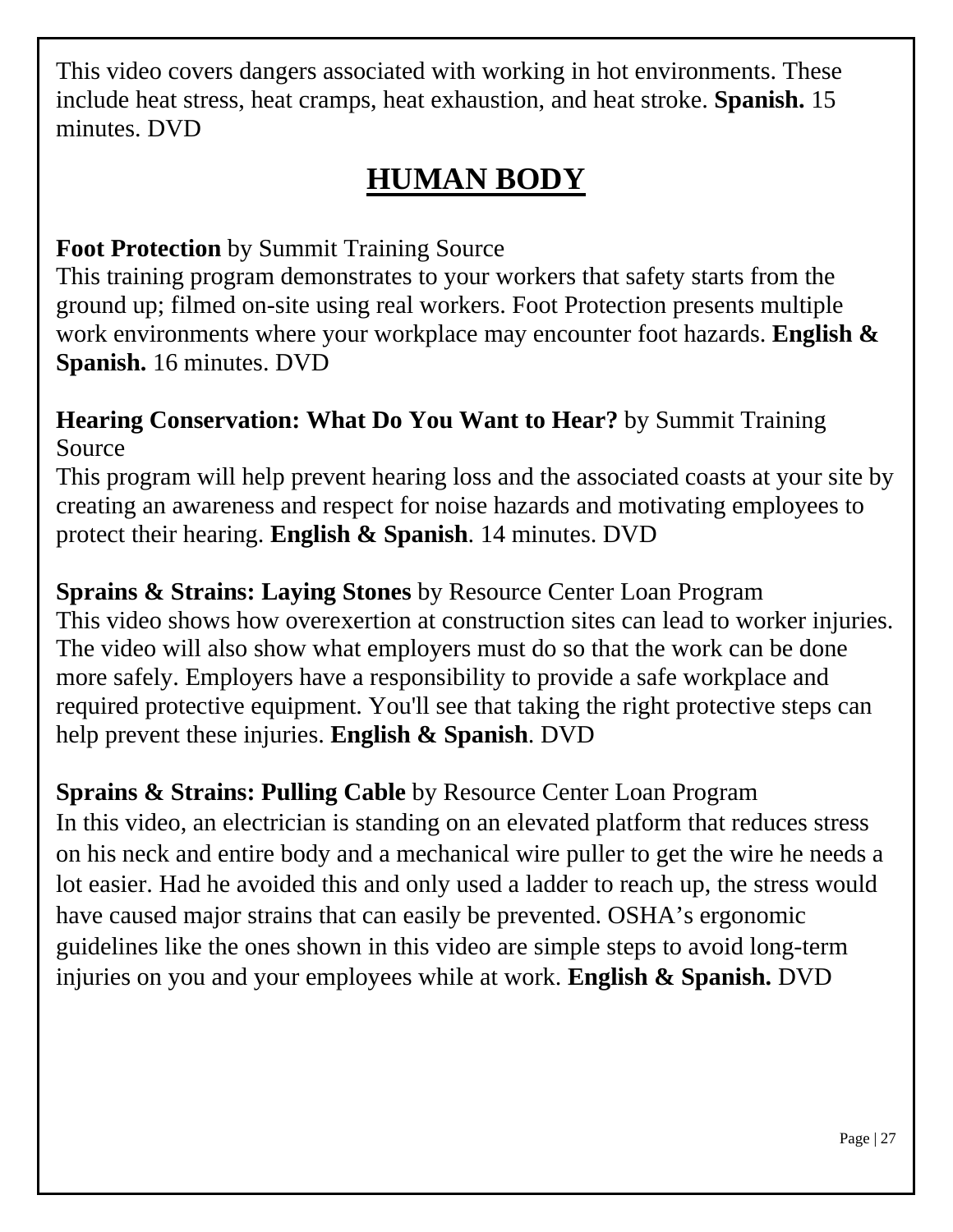This video covers dangers associated with working in hot environments. These include heat stress, heat cramps, heat exhaustion, and heat stroke. **Spanish.** 15 minutes. DVD

# HUMAN BODY

**Foot Protection** by Summit Training Source
This training program demonstrates to your workers that safety starts from the ground up; filmed on-site using real workers. Foot Protection presents multiple work environments where your workplace may encounter foot hazards. **English & Spanish.** 16 minutes. DVD

**Hearing Conservation: What Do You Want to Hear?** by Summit Training Source
This program will help prevent hearing loss and the associated coasts at your site by creating an awareness and respect for noise hazards and motivating employees to protect their hearing. **English & Spanish**. 14 minutes. DVD

**Sprains & Strains: Laying Stones** by Resource Center Loan Program
This video shows how overexertion at construction sites can lead to worker injuries. The video will also show what employers must do so that the work can be done more safely. Employers have a responsibility to provide a safe workplace and required protective equipment. You'll see that taking the right protective steps can help prevent these injuries. **English & Spanish**. DVD

**Sprains & Strains: Pulling Cable** by Resource Center Loan Program
In this video, an electrician is standing on an elevated platform that reduces stress on his neck and entire body and a mechanical wire puller to get the wire he needs a lot easier. Had he avoided this and only used a ladder to reach up, the stress would have caused major strains that can easily be prevented. OSHA's ergonomic guidelines like the ones shown in this video are simple steps to avoid long-term injuries on you and your employees while at work. **English & Spanish.** DVD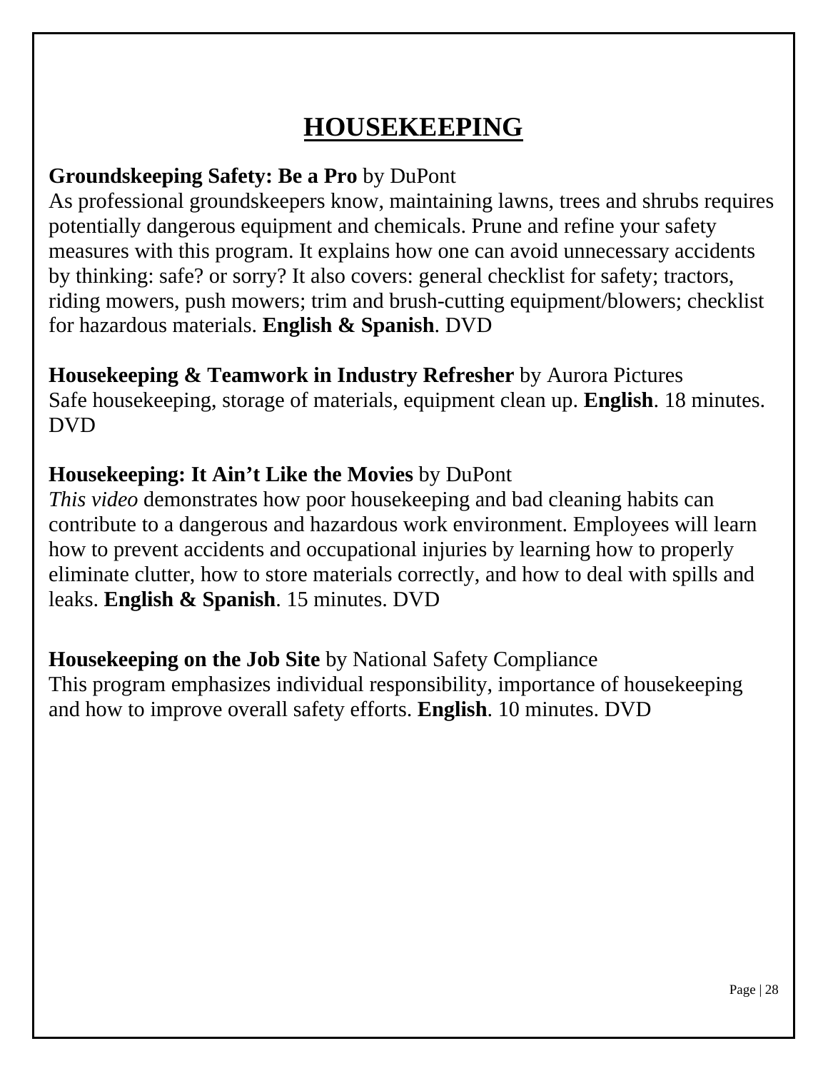# HOUSEKEEPING

**Groundskeeping Safety: Be a Pro** by DuPont
As professional groundskeepers know, maintaining lawns, trees and shrubs requires potentially dangerous equipment and chemicals. Prune and refine your safety measures with this program. It explains how one can avoid unnecessary accidents by thinking: safe? or sorry? It also covers: general checklist for safety; tractors, riding mowers, push mowers; trim and brush-cutting equipment/blowers; checklist for hazardous materials. **English & Spanish**. DVD

**Housekeeping & Teamwork in Industry Refresher** by Aurora Pictures
Safe housekeeping, storage of materials, equipment clean up. **English**. 18 minutes. DVD

**Housekeeping: It Ain't Like the Movies** by DuPont
*This video* demonstrates how poor housekeeping and bad cleaning habits can contribute to a dangerous and hazardous work environment. Employees will learn how to prevent accidents and occupational injuries by learning how to properly eliminate clutter, how to store materials correctly, and how to deal with spills and leaks. **English & Spanish**. 15 minutes. DVD

**Housekeeping on the Job Site** by National Safety Compliance
This program emphasizes individual responsibility, importance of housekeeping and how to improve overall safety efforts. **English**. 10 minutes. DVD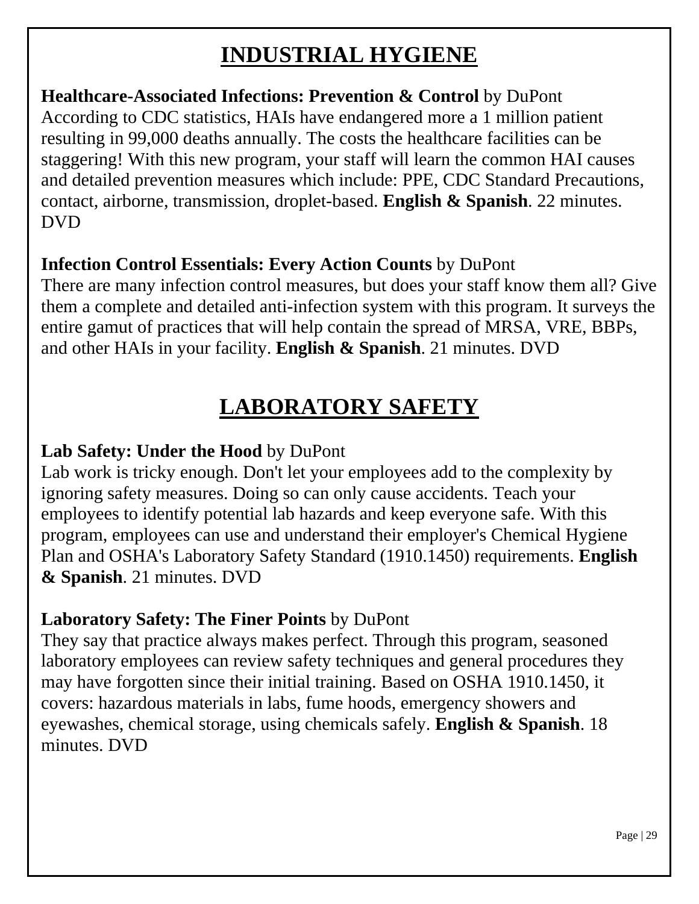# INDUSTRIAL HYGIENE

**Healthcare-Associated Infections: Prevention & Control** by DuPont
According to CDC statistics, HAIs have endangered more a 1 million patient resulting in 99,000 deaths annually. The costs the healthcare facilities can be staggering! With this new program, your staff will learn the common HAI causes and detailed prevention measures which include: PPE, CDC Standard Precautions, contact, airborne, transmission, droplet-based. **English & Spanish**. 22 minutes. DVD

**Infection Control Essentials: Every Action Counts** by DuPont
There are many infection control measures, but does your staff know them all? Give them a complete and detailed anti-infection system with this program. It surveys the entire gamut of practices that will help contain the spread of MRSA, VRE, BBPs, and other HAIs in your facility. **English & Spanish**. 21 minutes. DVD

# LABORATORY SAFETY

**Lab Safety: Under the Hood** by DuPont
Lab work is tricky enough. Don't let your employees add to the complexity by ignoring safety measures. Doing so can only cause accidents. Teach your employees to identify potential lab hazards and keep everyone safe. With this program, employees can use and understand their employer's Chemical Hygiene Plan and OSHA's Laboratory Safety Standard (1910.1450) requirements. **English & Spanish**. 21 minutes. DVD

**Laboratory Safety: The Finer Points** by DuPont
They say that practice always makes perfect. Through this program, seasoned laboratory employees can review safety techniques and general procedures they may have forgotten since their initial training. Based on OSHA 1910.1450, it covers: hazardous materials in labs, fume hoods, emergency showers and eyewashes, chemical storage, using chemicals safely. **English & Spanish**. 18 minutes. DVD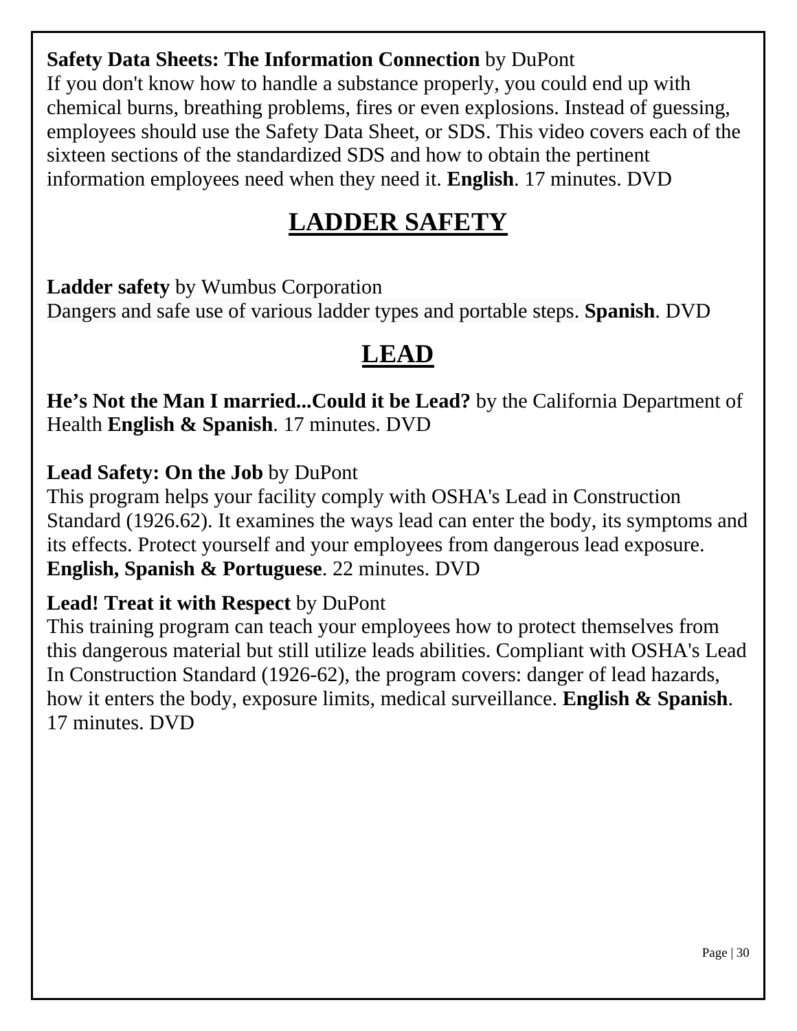**Safety Data Sheets: The Information Connection** by DuPont
If you don't know how to handle a substance properly, you could end up with chemical burns, breathing problems, fires or even explosions. Instead of guessing, employees should use the Safety Data Sheet, or SDS. This video covers each of the sixteen sections of the standardized SDS and how to obtain the pertinent information employees need when they need it. **English**. 17 minutes. DVD

## LADDER SAFETY

**Ladder safety** by Wumbus Corporation
Dangers and safe use of various ladder types and portable steps. **Spanish**. DVD

## LEAD

**He's Not the Man I married...Could it be Lead?** by the California Department of Health **English & Spanish**. 17 minutes. DVD

**Lead Safety: On the Job** by DuPont
This program helps your facility comply with OSHA's Lead in Construction Standard (1926.62). It examines the ways lead can enter the body, its symptoms and its effects. Protect yourself and your employees from dangerous lead exposure. **English, Spanish & Portuguese**. 22 minutes. DVD

**Lead! Treat it with Respect** by DuPont
This training program can teach your employees how to protect themselves from this dangerous material but still utilize leads abilities. Compliant with OSHA's Lead In Construction Standard (1926-62), the program covers: danger of lead hazards, how it enters the body, exposure limits, medical surveillance. **English & Spanish**. 17 minutes. DVD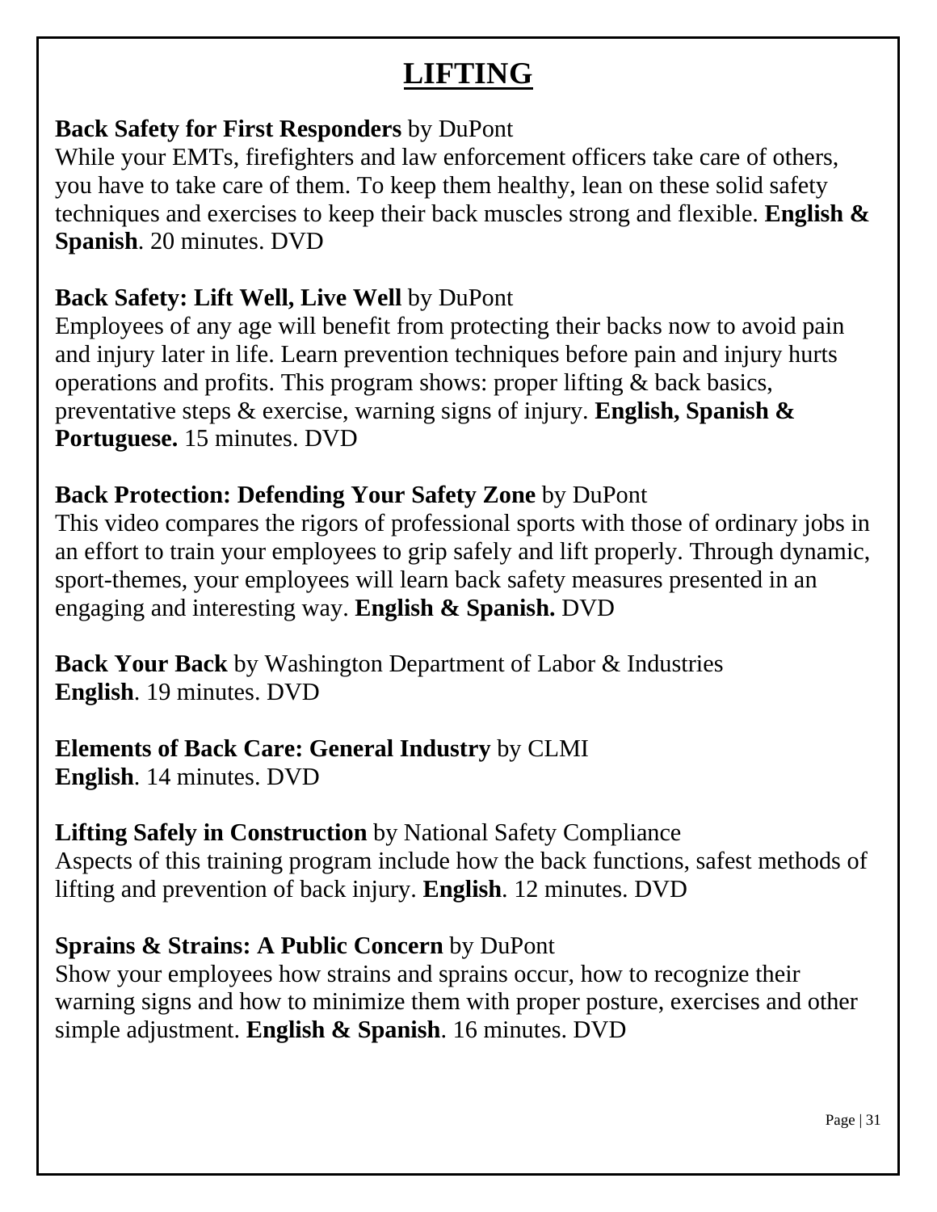# LIFTING

**Back Safety for First Responders** by DuPont
While your EMTs, firefighters and law enforcement officers take care of others, you have to take care of them. To keep them healthy, lean on these solid safety techniques and exercises to keep their back muscles strong and flexible. **English & Spanish**. 20 minutes. DVD

**Back Safety: Lift Well, Live Well** by DuPont
Employees of any age will benefit from protecting their backs now to avoid pain and injury later in life. Learn prevention techniques before pain and injury hurts operations and profits. This program shows: proper lifting & back basics, preventative steps & exercise, warning signs of injury. **English, Spanish & Portuguese.** 15 minutes. DVD

**Back Protection: Defending Your Safety Zone** by DuPont
This video compares the rigors of professional sports with those of ordinary jobs in an effort to train your employees to grip safely and lift properly. Through dynamic, sport-themes, your employees will learn back safety measures presented in an engaging and interesting way. **English & Spanish.** DVD

**Back Your Back** by Washington Department of Labor & Industries
**English**. 19 minutes. DVD

**Elements of Back Care: General Industry** by CLMI
**English**. 14 minutes. DVD

**Lifting Safely in Construction** by National Safety Compliance
Aspects of this training program include how the back functions, safest methods of lifting and prevention of back injury. **English**. 12 minutes. DVD

**Sprains & Strains: A Public Concern** by DuPont
Show your employees how strains and sprains occur, how to recognize their warning signs and how to minimize them with proper posture, exercises and other simple adjustment. **English & Spanish**. 16 minutes. DVD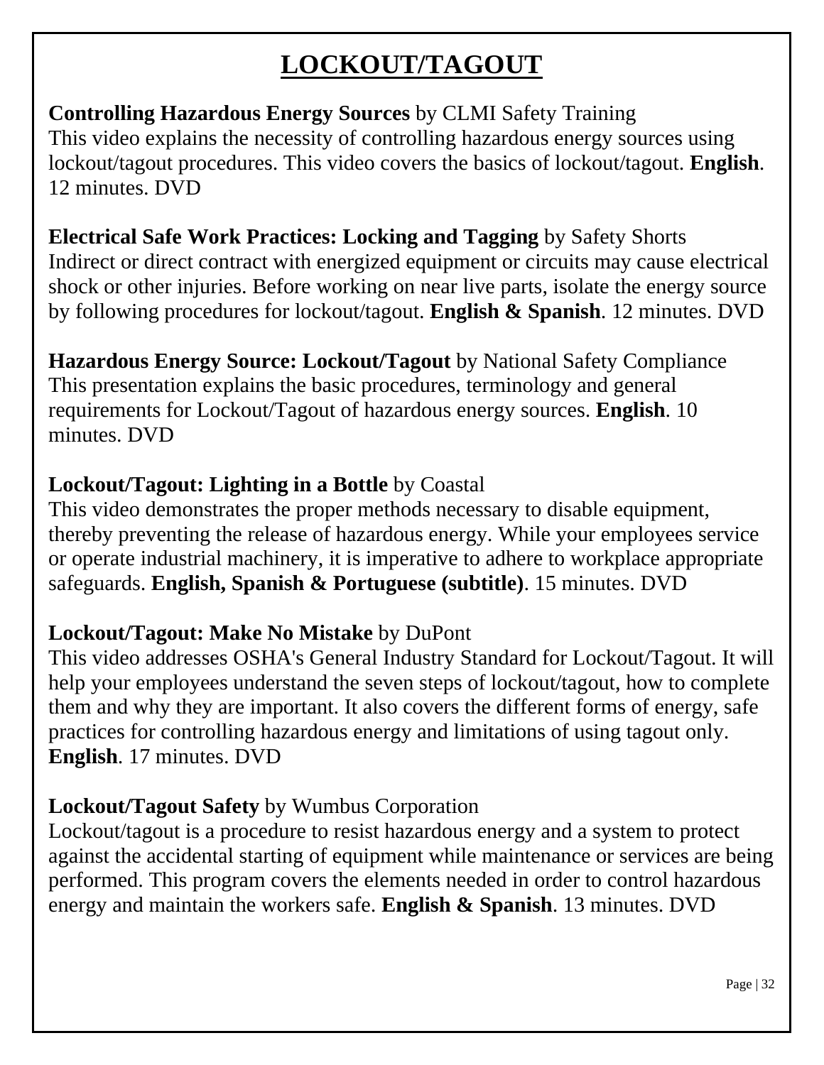# LOCKOUT/TAGOUT

**Controlling Hazardous Energy Sources** by CLMI Safety Training
This video explains the necessity of controlling hazardous energy sources using lockout/tagout procedures. This video covers the basics of lockout/tagout. **English**. 12 minutes. DVD

**Electrical Safe Work Practices: Locking and Tagging** by Safety Shorts
Indirect or direct contract with energized equipment or circuits may cause electrical shock or other injuries. Before working on near live parts, isolate the energy source by following procedures for lockout/tagout. **English & Spanish**. 12 minutes. DVD

**Hazardous Energy Source: Lockout/Tagout** by National Safety Compliance
This presentation explains the basic procedures, terminology and general requirements for Lockout/Tagout of hazardous energy sources. **English**. 10 minutes. DVD

**Lockout/Tagout: Lighting in a Bottle** by Coastal
This video demonstrates the proper methods necessary to disable equipment, thereby preventing the release of hazardous energy. While your employees service or operate industrial machinery, it is imperative to adhere to workplace appropriate safeguards. **English, Spanish & Portuguese (subtitle)**. 15 minutes. DVD

**Lockout/Tagout: Make No Mistake** by DuPont
This video addresses OSHA's General Industry Standard for Lockout/Tagout. It will help your employees understand the seven steps of lockout/tagout, how to complete them and why they are important. It also covers the different forms of energy, safe practices for controlling hazardous energy and limitations of using tagout only. **English**. 17 minutes. DVD

**Lockout/Tagout Safety** by Wumbus Corporation
Lockout/tagout is a procedure to resist hazardous energy and a system to protect against the accidental starting of equipment while maintenance or services are being performed. This program covers the elements needed in order to control hazardous energy and maintain the workers safe. **English & Spanish**. 13 minutes. DVD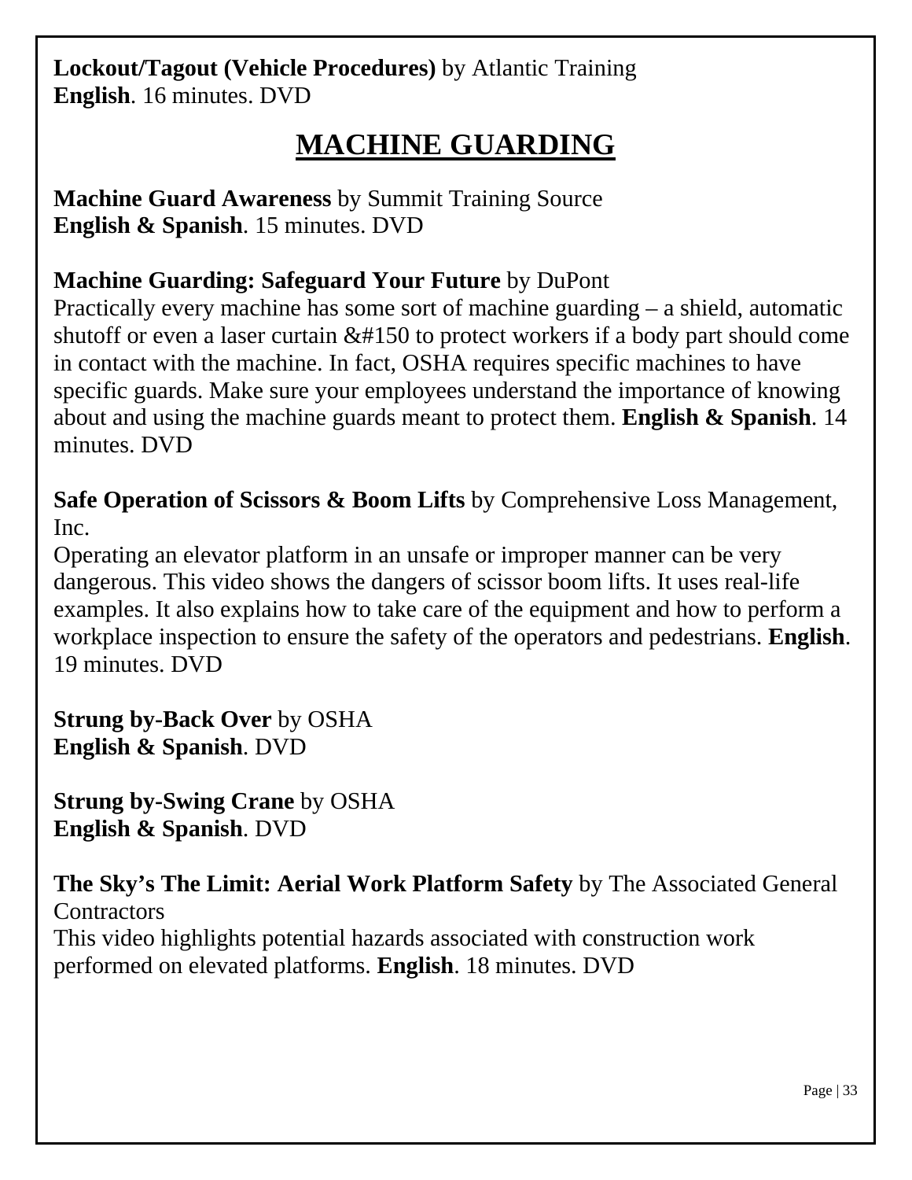**Lockout/Tagout (Vehicle Procedures)** by Atlantic Training
**English**. 16 minutes. DVD

# MACHINE GUARDING

**Machine Guard Awareness** by Summit Training Source
**English & Spanish**. 15 minutes. DVD

**Machine Guarding: Safeguard Your Future** by DuPont
Practically every machine has some sort of machine guarding – a shield, automatic shutoff or even a laser curtain &#150 to protect workers if a body part should come in contact with the machine. In fact, OSHA requires specific machines to have specific guards. Make sure your employees understand the importance of knowing about and using the machine guards meant to protect them. **English & Spanish**. 14 minutes. DVD

**Safe Operation of Scissors & Boom Lifts** by Comprehensive Loss Management, Inc.
Operating an elevator platform in an unsafe or improper manner can be very dangerous. This video shows the dangers of scissor boom lifts. It uses real-life examples. It also explains how to take care of the equipment and how to perform a workplace inspection to ensure the safety of the operators and pedestrians. **English**. 19 minutes. DVD

**Strung by-Back Over** by OSHA
**English & Spanish**. DVD

**Strung by-Swing Crane** by OSHA
**English & Spanish**. DVD

**The Sky's The Limit: Aerial Work Platform Safety** by The Associated General Contractors
This video highlights potential hazards associated with construction work performed on elevated platforms. **English**. 18 minutes. DVD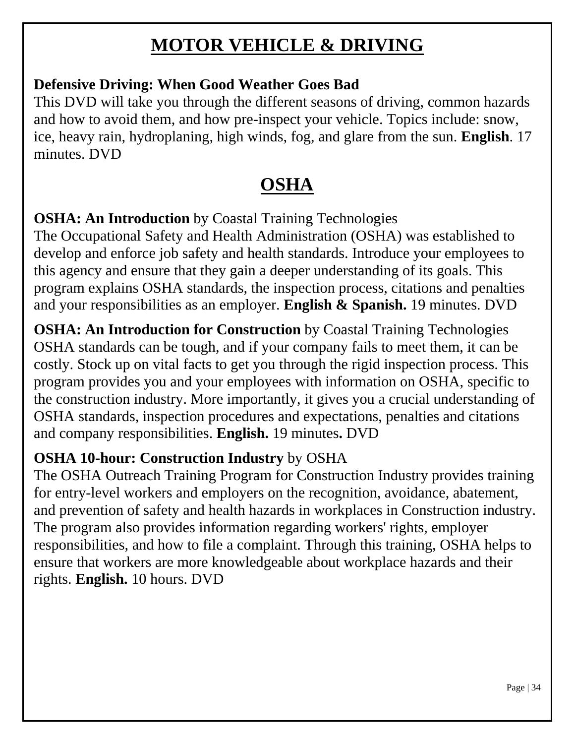# MOTOR VEHICLE & DRIVING

**Defensive Driving: When Good Weather Goes Bad**
This DVD will take you through the different seasons of driving, common hazards and how to avoid them, and how pre-inspect your vehicle. Topics include: snow, ice, heavy rain, hydroplaning, high winds, fog, and glare from the sun. **English**. 17 minutes. DVD

# OSHA

**OSHA: An Introduction** by Coastal Training Technologies
The Occupational Safety and Health Administration (OSHA) was established to develop and enforce job safety and health standards. Introduce your employees to this agency and ensure that they gain a deeper understanding of its goals. This program explains OSHA standards, the inspection process, citations and penalties and your responsibilities as an employer. **English & Spanish.** 19 minutes. DVD

**OSHA: An Introduction for Construction** by Coastal Training Technologies
OSHA standards can be tough, and if your company fails to meet them, it can be costly. Stock up on vital facts to get you through the rigid inspection process. This program provides you and your employees with information on OSHA, specific to the construction industry. More importantly, it gives you a crucial understanding of OSHA standards, inspection procedures and expectations, penalties and citations and company responsibilities. **English.** 19 minutes**.** DVD

**OSHA 10-hour: Construction Industry** by OSHA
The OSHA Outreach Training Program for Construction Industry provides training for entry-level workers and employers on the recognition, avoidance, abatement, and prevention of safety and health hazards in workplaces in Construction industry. The program also provides information regarding workers' rights, employer responsibilities, and how to file a complaint. Through this training, OSHA helps to ensure that workers are more knowledgeable about workplace hazards and their rights. **English.** 10 hours. DVD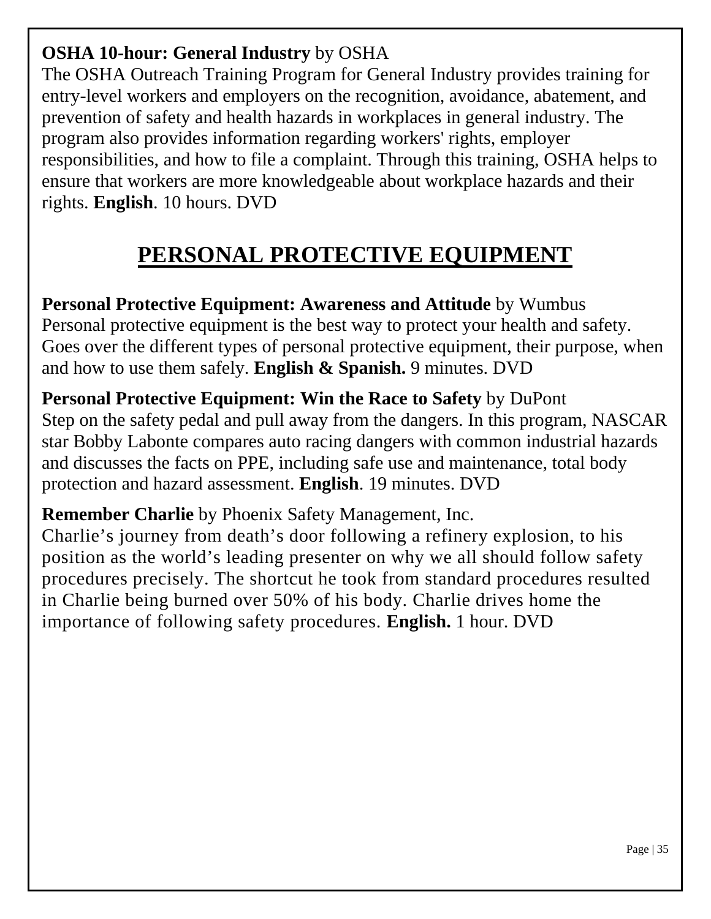**OSHA 10-hour: General Industry** by OSHA
The OSHA Outreach Training Program for General Industry provides training for entry-level workers and employers on the recognition, avoidance, abatement, and prevention of safety and health hazards in workplaces in general industry. The program also provides information regarding workers' rights, employer responsibilities, and how to file a complaint. Through this training, OSHA helps to ensure that workers are more knowledgeable about workplace hazards and their rights. **English**. 10 hours. DVD

# PERSONAL PROTECTIVE EQUIPMENT

**Personal Protective Equipment: Awareness and Attitude** by Wumbus
Personal protective equipment is the best way to protect your health and safety. Goes over the different types of personal protective equipment, their purpose, when and how to use them safely. **English & Spanish.** 9 minutes. DVD

**Personal Protective Equipment: Win the Race to Safety** by DuPont
Step on the safety pedal and pull away from the dangers. In this program, NASCAR star Bobby Labonte compares auto racing dangers with common industrial hazards and discusses the facts on PPE, including safe use and maintenance, total body protection and hazard assessment. **English**. 19 minutes. DVD

**Remember Charlie** by Phoenix Safety Management, Inc.
Charlie's journey from death's door following a refinery explosion, to his position as the world's leading presenter on why we all should follow safety procedures precisely. The shortcut he took from standard procedures resulted in Charlie being burned over 50% of his body. Charlie drives home the importance of following safety procedures. **English.** 1 hour. DVD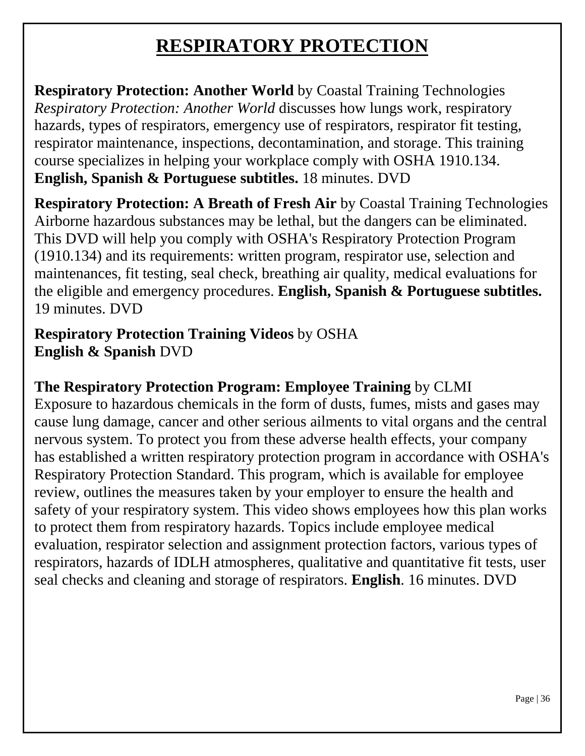# RESPIRATORY PROTECTION

**Respiratory Protection: Another World** by Coastal Training Technologies
*Respiratory Protection: Another World* discusses how lungs work, respiratory hazards, types of respirators, emergency use of respirators, respirator fit testing, respirator maintenance, inspections, decontamination, and storage. This training course specializes in helping your workplace comply with OSHA 1910.134. **English, Spanish & Portuguese subtitles.** 18 minutes. DVD

**Respiratory Protection: A Breath of Fresh Air** by Coastal Training Technologies
Airborne hazardous substances may be lethal, but the dangers can be eliminated. This DVD will help you comply with OSHA's Respiratory Protection Program (1910.134) and its requirements: written program, respirator use, selection and maintenances, fit testing, seal check, breathing air quality, medical evaluations for the eligible and emergency procedures. **English, Spanish & Portuguese subtitles.** 19 minutes. DVD

**Respiratory Protection Training Videos** by OSHA
**English & Spanish** DVD

**The Respiratory Protection Program: Employee Training** by CLMI
Exposure to hazardous chemicals in the form of dusts, fumes, mists and gases may cause lung damage, cancer and other serious ailments to vital organs and the central nervous system. To protect you from these adverse health effects, your company has established a written respiratory protection program in accordance with OSHA's Respiratory Protection Standard. This program, which is available for employee review, outlines the measures taken by your employer to ensure the health and safety of your respiratory system. This video shows employees how this plan works to protect them from respiratory hazards. Topics include employee medical evaluation, respirator selection and assignment protection factors, various types of respirators, hazards of IDLH atmospheres, qualitative and quantitative fit tests, user seal checks and cleaning and storage of respirators. **English**. 16 minutes. DVD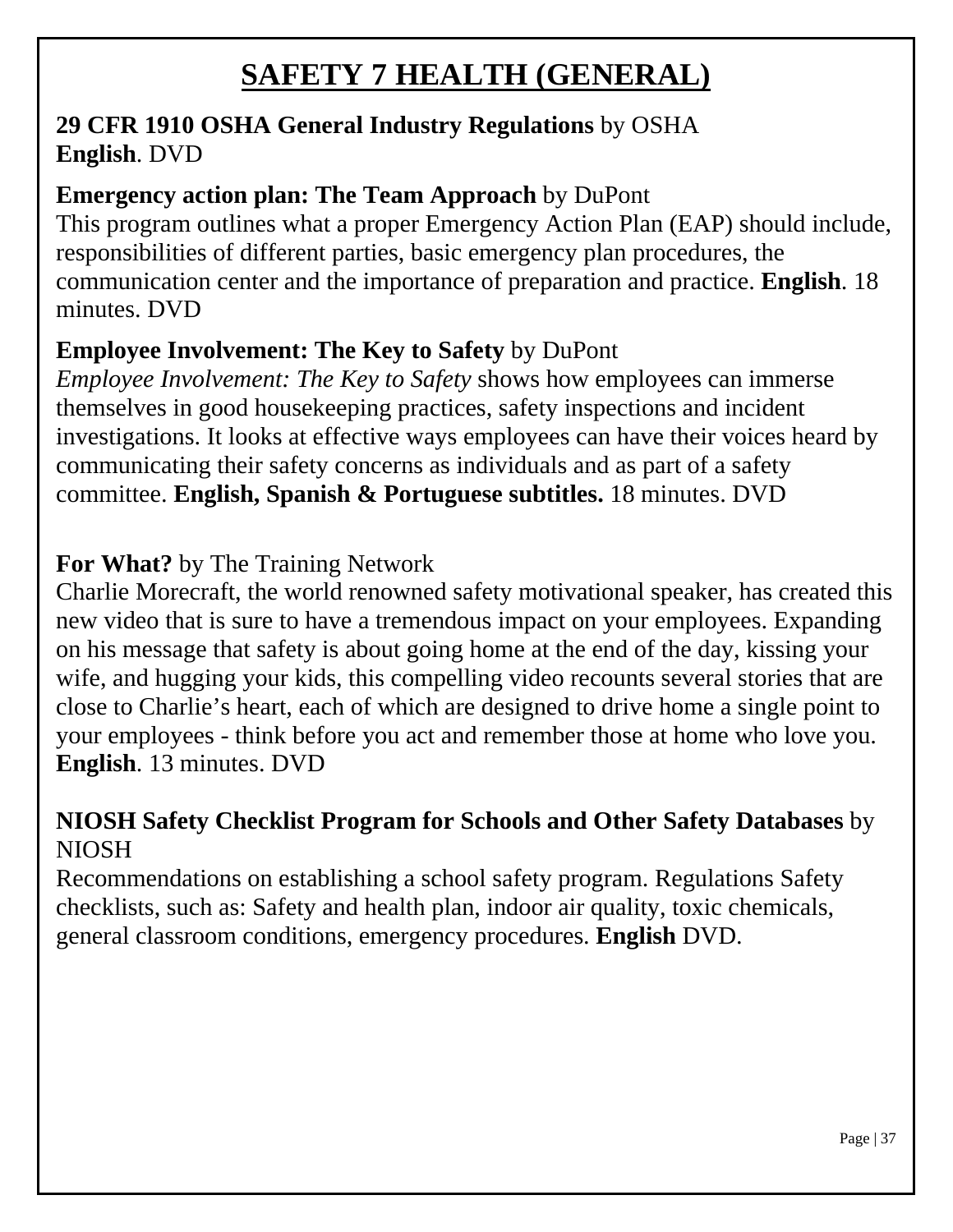# SAFETY 7 HEALTH (GENERAL)

**29 CFR 1910 OSHA General Industry Regulations** by OSHA
**English**. DVD

**Emergency action plan: The Team Approach** by DuPont
This program outlines what a proper Emergency Action Plan (EAP) should include, responsibilities of different parties, basic emergency plan procedures, the communication center and the importance of preparation and practice. **English**. 18 minutes. DVD

**Employee Involvement: The Key to Safety** by DuPont
*Employee Involvement: The Key to Safety* shows how employees can immerse themselves in good housekeeping practices, safety inspections and incident investigations. It looks at effective ways employees can have their voices heard by communicating their safety concerns as individuals and as part of a safety committee. **English, Spanish & Portuguese subtitles.** 18 minutes. DVD

**For What?** by The Training Network
Charlie Morecraft, the world renowned safety motivational speaker, has created this new video that is sure to have a tremendous impact on your employees. Expanding on his message that safety is about going home at the end of the day, kissing your wife, and hugging your kids, this compelling video recounts several stories that are close to Charlie's heart, each of which are designed to drive home a single point to your employees - think before you act and remember those at home who love you. **English**. 13 minutes. DVD

**NIOSH Safety Checklist Program for Schools and Other Safety Databases** by NIOSH
Recommendations on establishing a school safety program. Regulations Safety checklists, such as: Safety and health plan, indoor air quality, toxic chemicals, general classroom conditions, emergency procedures. **English** DVD.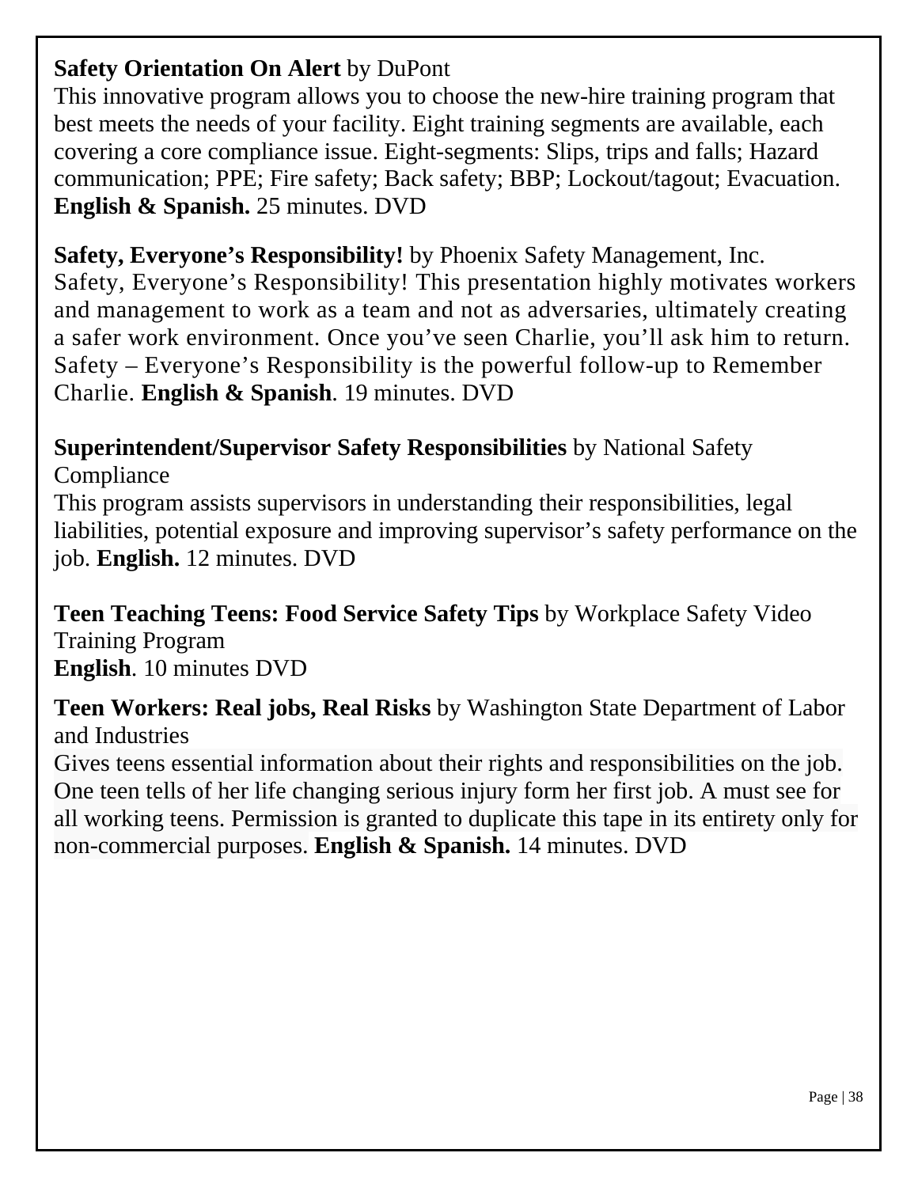**Safety Orientation On Alert** by DuPont
This innovative program allows you to choose the new-hire training program that best meets the needs of your facility. Eight training segments are available, each covering a core compliance issue. Eight-segments: Slips, trips and falls; Hazard communication; PPE; Fire safety; Back safety; BBP; Lockout/tagout; Evacuation. **English & Spanish.** 25 minutes. DVD

**Safety, Everyone's Responsibility!** by Phoenix Safety Management, Inc.
Safety, Everyone's Responsibility! This presentation highly motivates workers and management to work as a team and not as adversaries, ultimately creating a safer work environment. Once you've seen Charlie, you'll ask him to return. Safety – Everyone's Responsibility is the powerful follow-up to Remember Charlie. **English & Spanish**. 19 minutes. DVD

**Superintendent/Supervisor Safety Responsibilities** by National Safety Compliance
This program assists supervisors in understanding their responsibilities, legal liabilities, potential exposure and improving supervisor's safety performance on the job. **English.** 12 minutes. DVD

**Teen Teaching Teens: Food Service Safety Tips** by Workplace Safety Video Training Program
**English**. 10 minutes DVD

**Teen Workers: Real jobs, Real Risks** by Washington State Department of Labor and Industries
Gives teens essential information about their rights and responsibilities on the job. One teen tells of her life changing serious injury form her first job. A must see for all working teens. Permission is granted to duplicate this tape in its entirety only for non-commercial purposes. **English & Spanish.** 14 minutes. DVD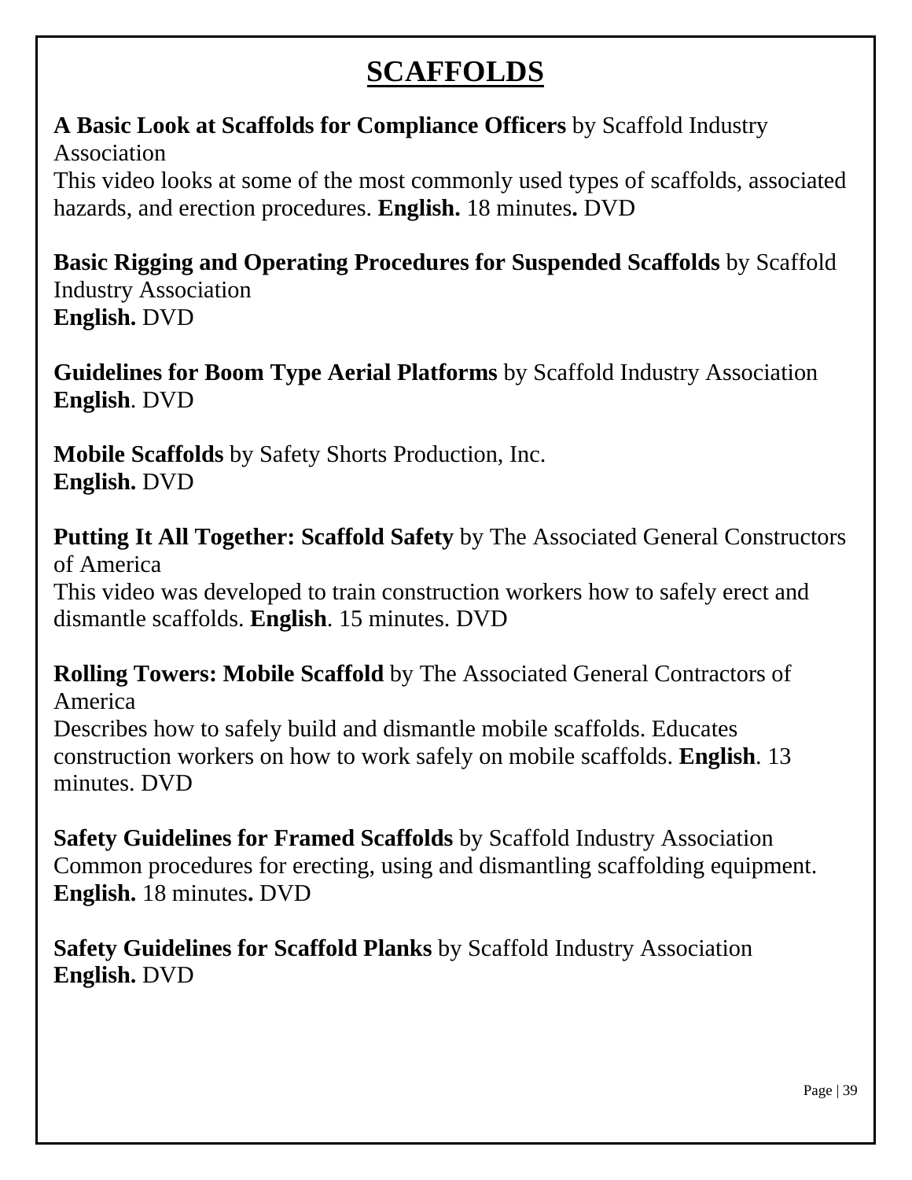# SCAFFOLDS

**A Basic Look at Scaffolds for Compliance Officers** by Scaffold Industry Association
This video looks at some of the most commonly used types of scaffolds, associated hazards, and erection procedures. **English.** 18 minutes**.** DVD

**Basic Rigging and Operating Procedures for Suspended Scaffolds** by Scaffold Industry Association
**English.** DVD

**Guidelines for Boom Type Aerial Platforms** by Scaffold Industry Association
**English**. DVD

**Mobile Scaffolds** by Safety Shorts Production, Inc.
**English.** DVD

**Putting It All Together: Scaffold Safety** by The Associated General Constructors of America
This video was developed to train construction workers how to safely erect and dismantle scaffolds. **English**. 15 minutes. DVD

**Rolling Towers: Mobile Scaffold** by The Associated General Contractors of America
Describes how to safely build and dismantle mobile scaffolds. Educates construction workers on how to work safely on mobile scaffolds. **English**. 13 minutes. DVD

**Safety Guidelines for Framed Scaffolds** by Scaffold Industry Association
Common procedures for erecting, using and dismantling scaffolding equipment. **English.** 18 minutes**.** DVD

**Safety Guidelines for Scaffold Planks** by Scaffold Industry Association
**English.** DVD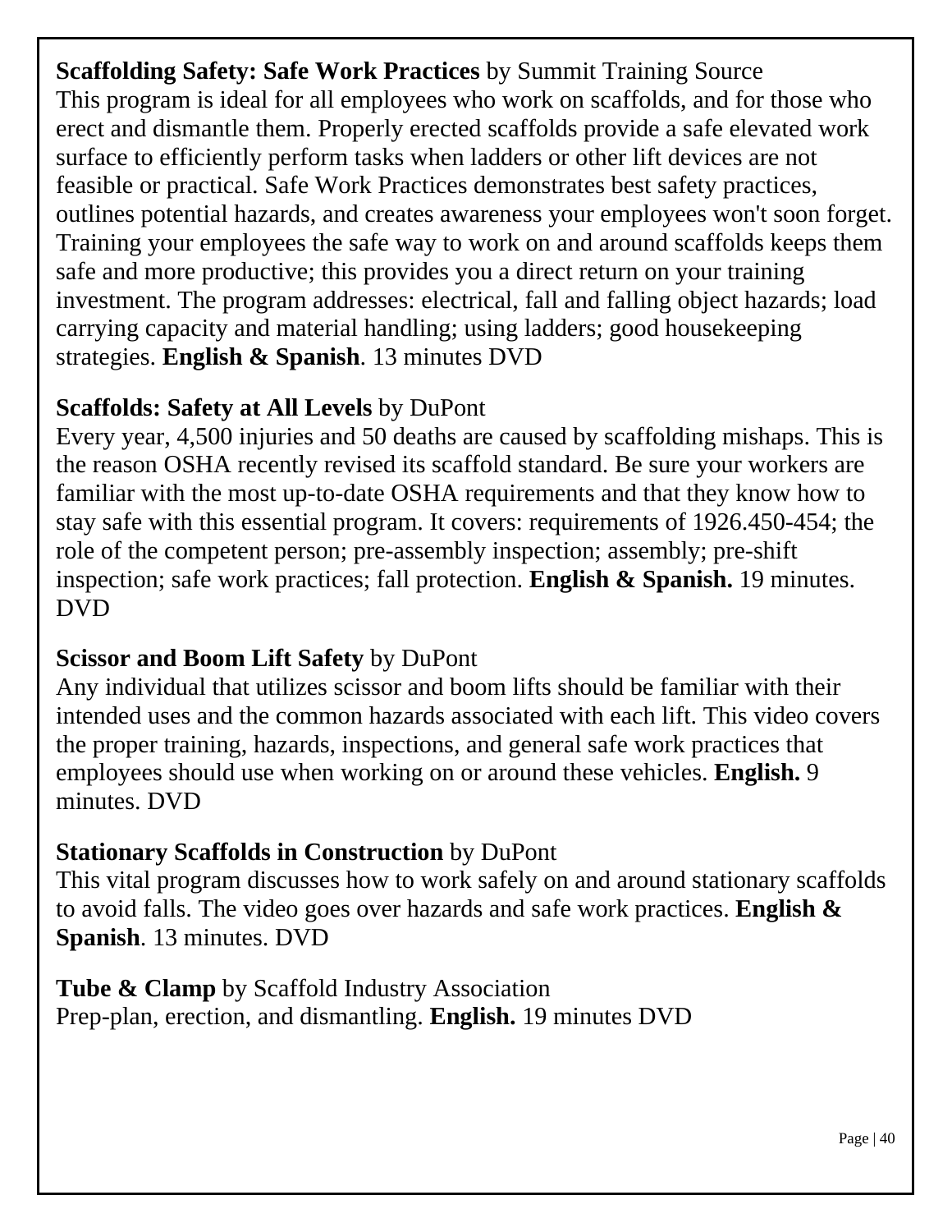**Scaffolding Safety: Safe Work Practices** by Summit Training Source
This program is ideal for all employees who work on scaffolds, and for those who erect and dismantle them. Properly erected scaffolds provide a safe elevated work surface to efficiently perform tasks when ladders or other lift devices are not feasible or practical. Safe Work Practices demonstrates best safety practices, outlines potential hazards, and creates awareness your employees won't soon forget. Training your employees the safe way to work on and around scaffolds keeps them safe and more productive; this provides you a direct return on your training investment. The program addresses: electrical, fall and falling object hazards; load carrying capacity and material handling; using ladders; good housekeeping strategies. **English & Spanish**. 13 minutes DVD

**Scaffolds: Safety at All Levels** by DuPont
Every year, 4,500 injuries and 50 deaths are caused by scaffolding mishaps. This is the reason OSHA recently revised its scaffold standard. Be sure your workers are familiar with the most up-to-date OSHA requirements and that they know how to stay safe with this essential program. It covers: requirements of 1926.450-454; the role of the competent person; pre-assembly inspection; assembly; pre-shift inspection; safe work practices; fall protection. **English & Spanish.** 19 minutes. DVD

**Scissor and Boom Lift Safety** by DuPont
Any individual that utilizes scissor and boom lifts should be familiar with their intended uses and the common hazards associated with each lift. This video covers the proper training, hazards, inspections, and general safe work practices that employees should use when working on or around these vehicles. **English.** 9 minutes. DVD

**Stationary Scaffolds in Construction** by DuPont
This vital program discusses how to work safely on and around stationary scaffolds to avoid falls. The video goes over hazards and safe work practices. **English & Spanish**. 13 minutes. DVD

**Tube & Clamp** by Scaffold Industry Association
Prep-plan, erection, and dismantling. **English.** 19 minutes DVD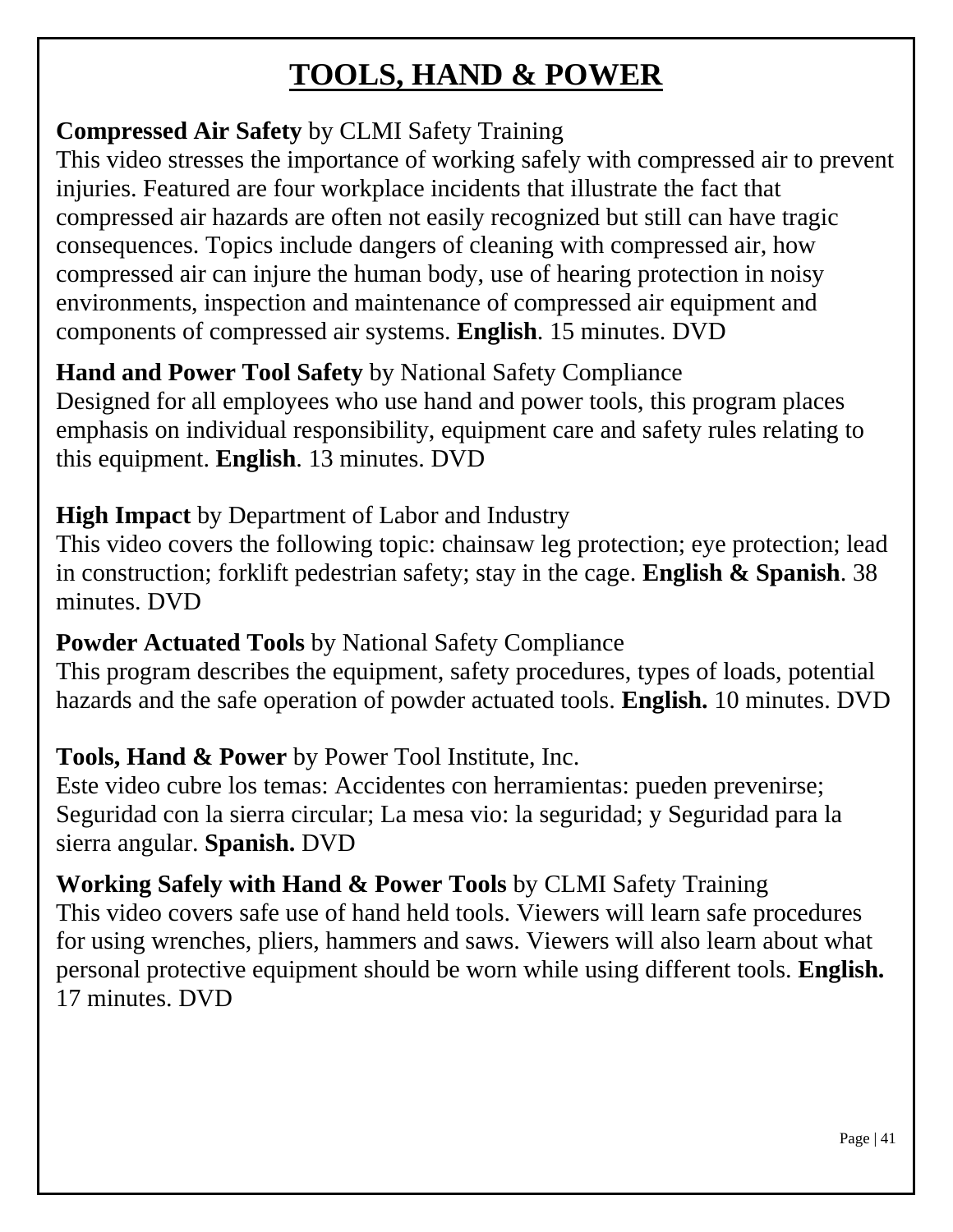# TOOLS, HAND & POWER

**Compressed Air Safety** by CLMI Safety Training
This video stresses the importance of working safely with compressed air to prevent injuries. Featured are four workplace incidents that illustrate the fact that compressed air hazards are often not easily recognized but still can have tragic consequences. Topics include dangers of cleaning with compressed air, how compressed air can injure the human body, use of hearing protection in noisy environments, inspection and maintenance of compressed air equipment and components of compressed air systems. **English**. 15 minutes. DVD

**Hand and Power Tool Safety** by National Safety Compliance
Designed for all employees who use hand and power tools, this program places emphasis on individual responsibility, equipment care and safety rules relating to this equipment. **English**. 13 minutes. DVD

**High Impact** by Department of Labor and Industry
This video covers the following topic: chainsaw leg protection; eye protection; lead in construction; forklift pedestrian safety; stay in the cage. **English & Spanish**. 38 minutes. DVD

**Powder Actuated Tools** by National Safety Compliance
This program describes the equipment, safety procedures, types of loads, potential hazards and the safe operation of powder actuated tools. **English.** 10 minutes. DVD

**Tools, Hand & Power** by Power Tool Institute, Inc.
Este video cubre los temas: Accidentes con herramientas: pueden prevenirse; Seguridad con la sierra circular; La mesa vio: la seguridad; y Seguridad para la sierra angular. **Spanish.** DVD

**Working Safely with Hand & Power Tools** by CLMI Safety Training
This video covers safe use of hand held tools. Viewers will learn safe procedures for using wrenches, pliers, hammers and saws. Viewers will also learn about what personal protective equipment should be worn while using different tools. **English.** 17 minutes. DVD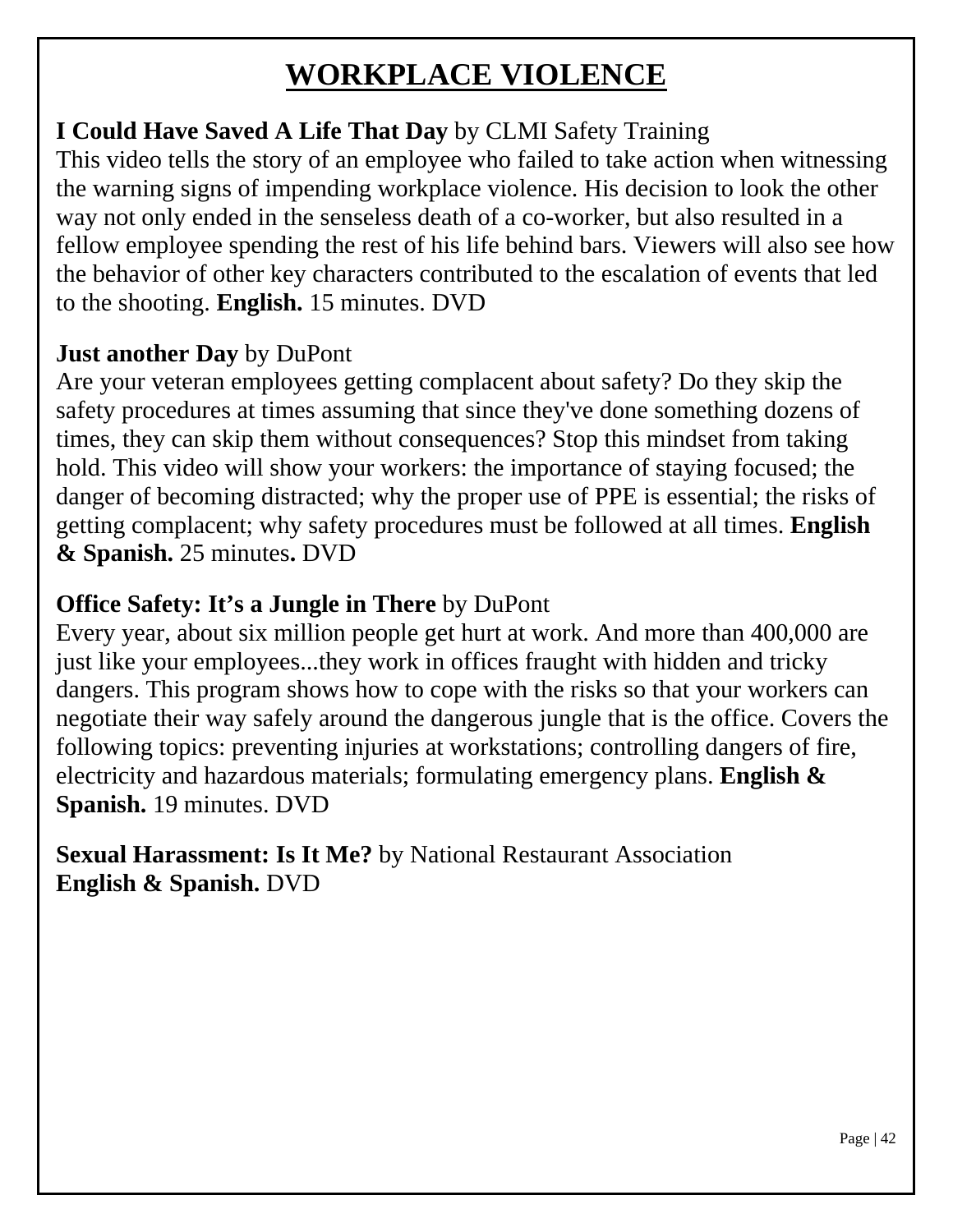# WORKPLACE VIOLENCE

**I Could Have Saved A Life That Day** by CLMI Safety Training
This video tells the story of an employee who failed to take action when witnessing the warning signs of impending workplace violence. His decision to look the other way not only ended in the senseless death of a co-worker, but also resulted in a fellow employee spending the rest of his life behind bars. Viewers will also see how the behavior of other key characters contributed to the escalation of events that led to the shooting. **English.** 15 minutes. DVD

**Just another Day** by DuPont
Are your veteran employees getting complacent about safety? Do they skip the safety procedures at times assuming that since they've done something dozens of times, they can skip them without consequences? Stop this mindset from taking hold. This video will show your workers: the importance of staying focused; the danger of becoming distracted; why the proper use of PPE is essential; the risks of getting complacent; why safety procedures must be followed at all times. **English & Spanish.** 25 minutes**.** DVD

**Office Safety: It's a Jungle in There** by DuPont
Every year, about six million people get hurt at work. And more than 400,000 are just like your employees...they work in offices fraught with hidden and tricky dangers. This program shows how to cope with the risks so that your workers can negotiate their way safely around the dangerous jungle that is the office. Covers the following topics: preventing injuries at workstations; controlling dangers of fire, electricity and hazardous materials; formulating emergency plans. **English & Spanish.** 19 minutes. DVD

**Sexual Harassment: Is It Me?** by National Restaurant Association
**English & Spanish.** DVD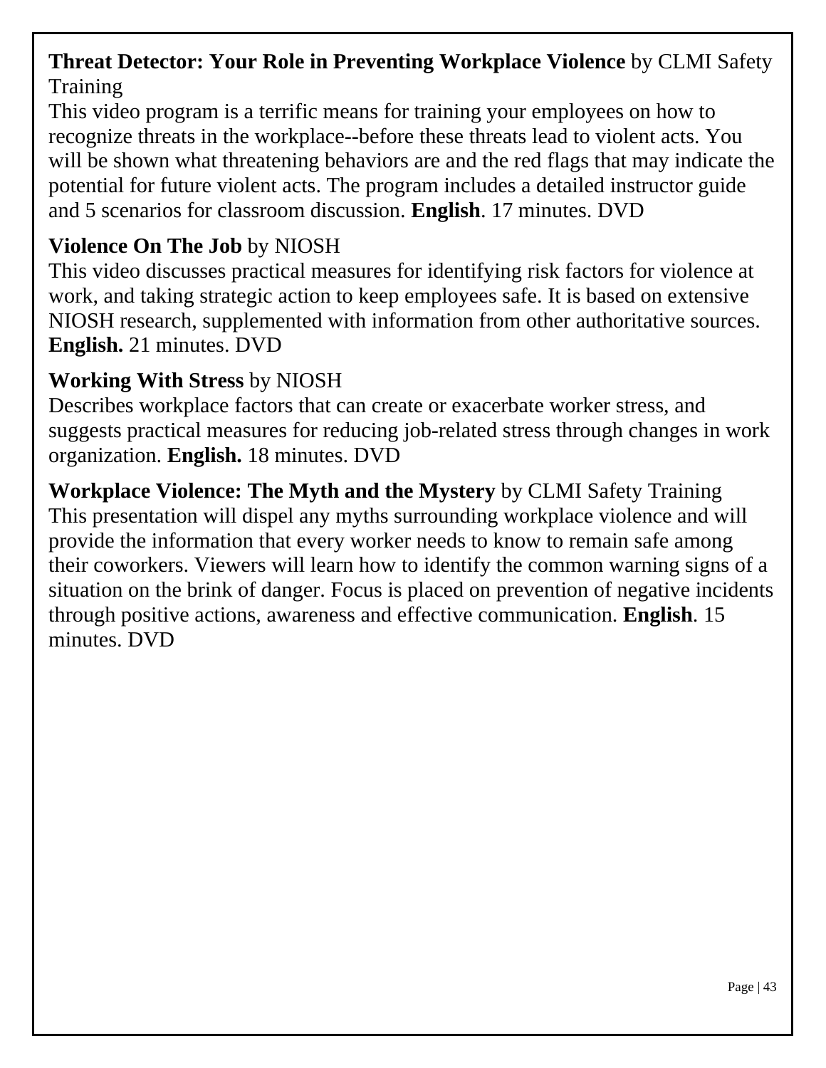**Threat Detector: Your Role in Preventing Workplace Violence** by CLMI Safety Training
This video program is a terrific means for training your employees on how to recognize threats in the workplace--before these threats lead to violent acts. You will be shown what threatening behaviors are and the red flags that may indicate the potential for future violent acts. The program includes a detailed instructor guide and 5 scenarios for classroom discussion. **English**. 17 minutes. DVD

**Violence On The Job** by NIOSH
This video discusses practical measures for identifying risk factors for violence at work, and taking strategic action to keep employees safe. It is based on extensive NIOSH research, supplemented with information from other authoritative sources. **English.** 21 minutes. DVD

**Working With Stress** by NIOSH
Describes workplace factors that can create or exacerbate worker stress, and suggests practical measures for reducing job-related stress through changes in work organization. **English.** 18 minutes. DVD

**Workplace Violence: The Myth and the Mystery** by CLMI Safety Training
This presentation will dispel any myths surrounding workplace violence and will provide the information that every worker needs to know to remain safe among their coworkers. Viewers will learn how to identify the common warning signs of a situation on the brink of danger. Focus is placed on prevention of negative incidents through positive actions, awareness and effective communication. **English**. 15 minutes. DVD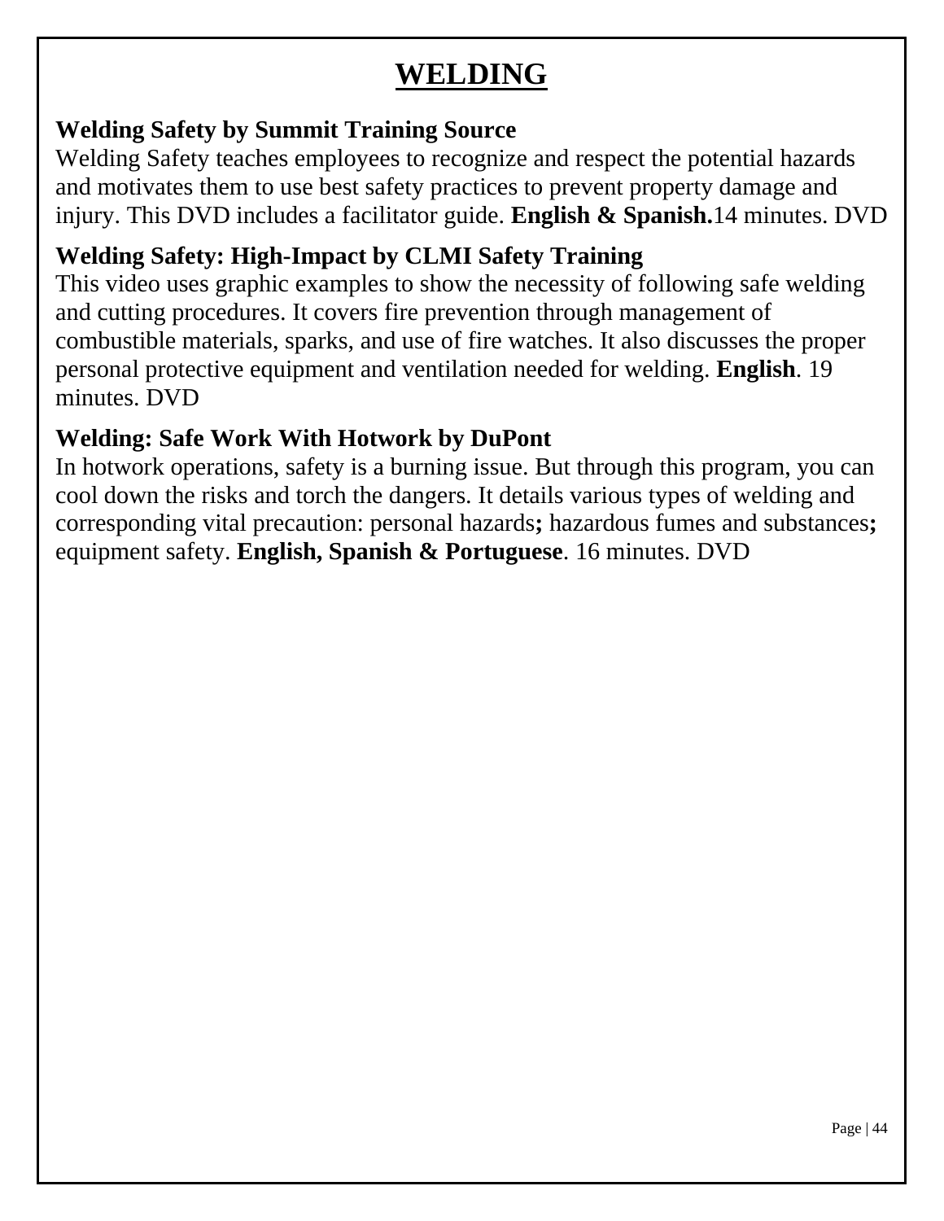# WELDING

**Welding Safety by Summit Training Source**
Welding Safety teaches employees to recognize and respect the potential hazards and motivates them to use best safety practices to prevent property damage and injury. This DVD includes a facilitator guide. **English & Spanish.**14 minutes. DVD

**Welding Safety: High-Impact by CLMI Safety Training**
This video uses graphic examples to show the necessity of following safe welding and cutting procedures. It covers fire prevention through management of combustible materials, sparks, and use of fire watches. It also discusses the proper personal protective equipment and ventilation needed for welding. **English**. 19 minutes. DVD

**Welding: Safe Work With Hotwork by DuPont**
In hotwork operations, safety is a burning issue. But through this program, you can cool down the risks and torch the dangers. It details various types of welding and corresponding vital precaution: personal hazards**;** hazardous fumes and substances**;** equipment safety. **English, Spanish & Portuguese**. 16 minutes. DVD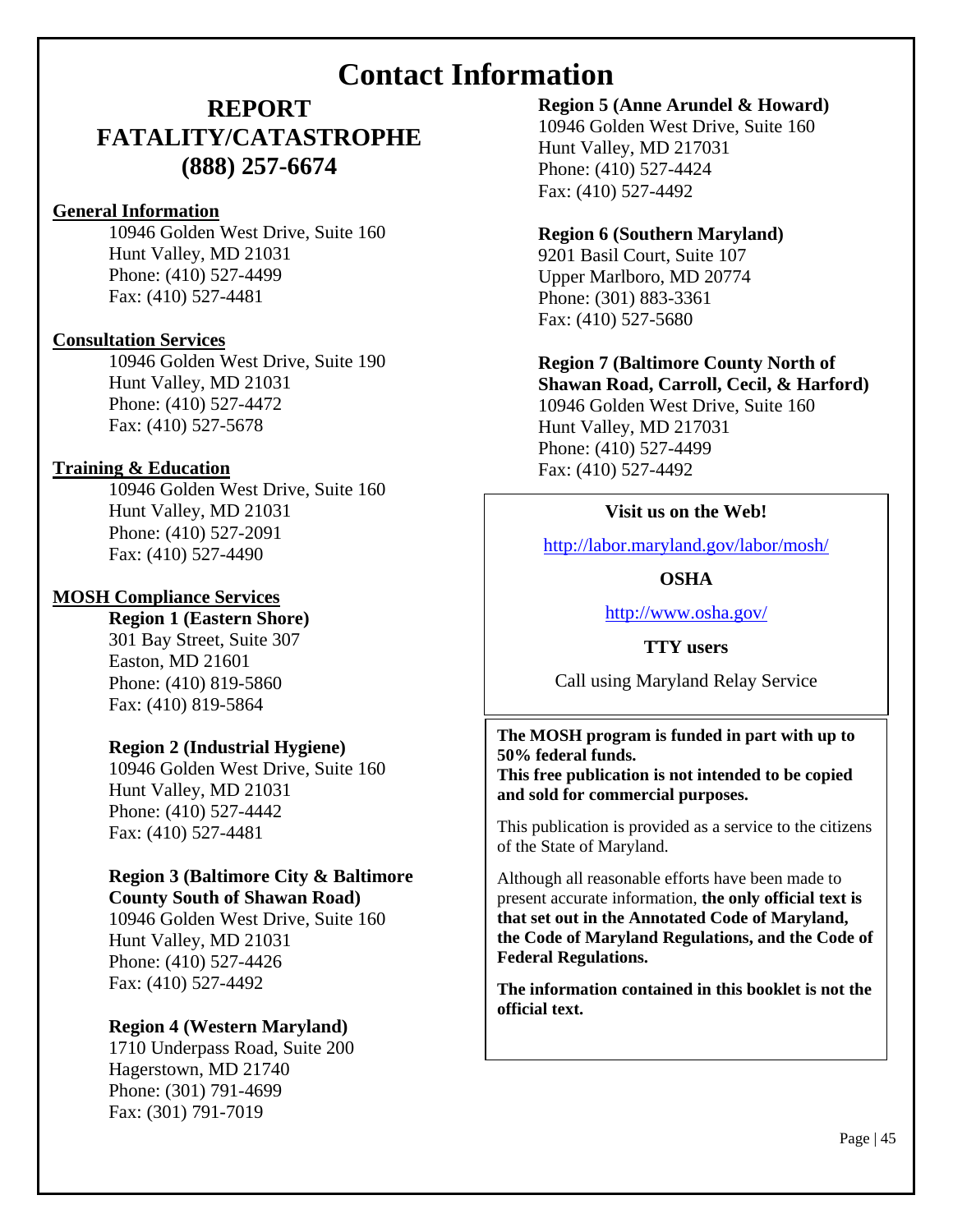# Contact Information

## REPORT FATALITY/CATASTROPHE (888) 257-6674

**General Information**

10946 Golden West Drive, Suite 160
Hunt Valley, MD 21031
Phone: (410) 527-4499
Fax: (410) 527-4481

**Consultation Services**

10946 Golden West Drive, Suite 190
Hunt Valley, MD 21031
Phone: (410) 527-4472
Fax: (410) 527-5678

**Training & Education**

10946 Golden West Drive, Suite 160
Hunt Valley, MD 21031
Phone: (410) 527-2091
Fax: (410) 527-4490

**MOSH Compliance Services**

**Region 1 (Eastern Shore)**
301 Bay Street, Suite 307
Easton, MD 21601
Phone: (410) 819-5860
Fax: (410) 819-5864

**Region 2 (Industrial Hygiene)**
10946 Golden West Drive, Suite 160
Hunt Valley, MD 21031
Phone: (410) 527-4442
Fax: (410) 527-4481

**Region 3 (Baltimore City & Baltimore County South of Shawan Road)**
10946 Golden West Drive, Suite 160
Hunt Valley, MD 21031
Phone: (410) 527-4426
Fax: (410) 527-4492

**Region 4 (Western Maryland)**
1710 Underpass Road, Suite 200
Hagerstown, MD 21740
Phone: (301) 791-4699
Fax: (301) 791-7019

**Region 5 (Anne Arundel & Howard)**
10946 Golden West Drive, Suite 160
Hunt Valley, MD 217031
Phone: (410) 527-4424
Fax: (410) 527-4492

**Region 6 (Southern Maryland)**
9201 Basil Court, Suite 107
Upper Marlboro, MD 20774
Phone: (301) 883-3361
Fax: (410) 527-5680

**Region 7 (Baltimore County North of Shawan Road, Carroll, Cecil, & Harford)**
10946 Golden West Drive, Suite 160
Hunt Valley, MD 217031
Phone: (410) 527-4499
Fax: (410) 527-4492

**Visit us on the Web!**

http://labor.maryland.gov/labor/mosh/

**OSHA**

http://www.osha.gov/

**TTY users**

Call using Maryland Relay Service

**The MOSH program is funded in part with up to 50% federal funds.**
**This free publication is not intended to be copied and sold for commercial purposes.**

This publication is provided as a service to the citizens of the State of Maryland.

Although all reasonable efforts have been made to present accurate information, **the only official text is that set out in the Annotated Code of Maryland, the Code of Maryland Regulations, and the Code of Federal Regulations.**

**The information contained in this booklet is not the official text.**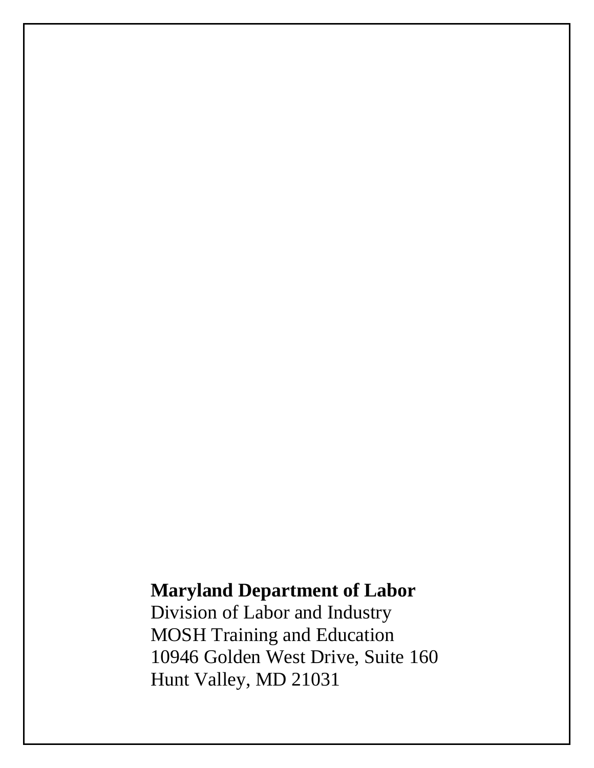**Maryland Department of Labor**
Division of Labor and Industry
MOSH Training and Education
10946 Golden West Drive, Suite 160
Hunt Valley, MD 21031